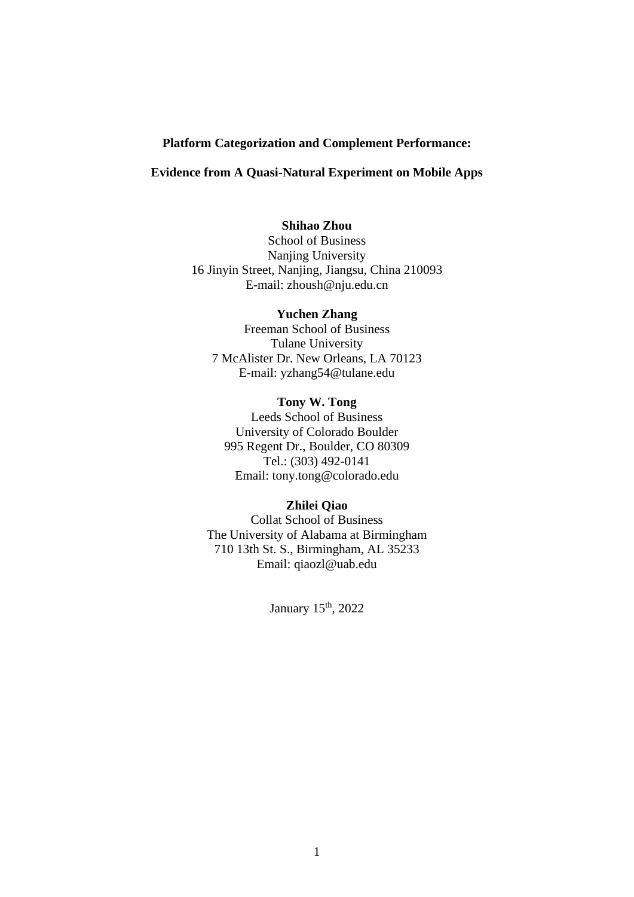# Platform Categorization and Complement Performance:

# Evidence from A Quasi-Natural Experiment on Mobile Apps

**Shihao Zhou**
School of Business
Nanjing University
16 Jinyin Street, Nanjing, Jiangsu, China 210093
E-mail: zhoush@nju.edu.cn

**Yuchen Zhang**
Freeman School of Business
Tulane University
7 McAlister Dr. New Orleans, LA 70123
E-mail: yzhang54@tulane.edu

**Tony W. Tong**
Leeds School of Business
University of Colorado Boulder
995 Regent Dr., Boulder, CO 80309
Tel.: (303) 492-0141
Email: tony.tong@colorado.edu

**Zhilei Qiao**
Collat School of Business
The University of Alabama at Birmingham
710 13th St. S., Birmingham, AL 35233
Email: qiaozl@uab.edu

January 15th, 2022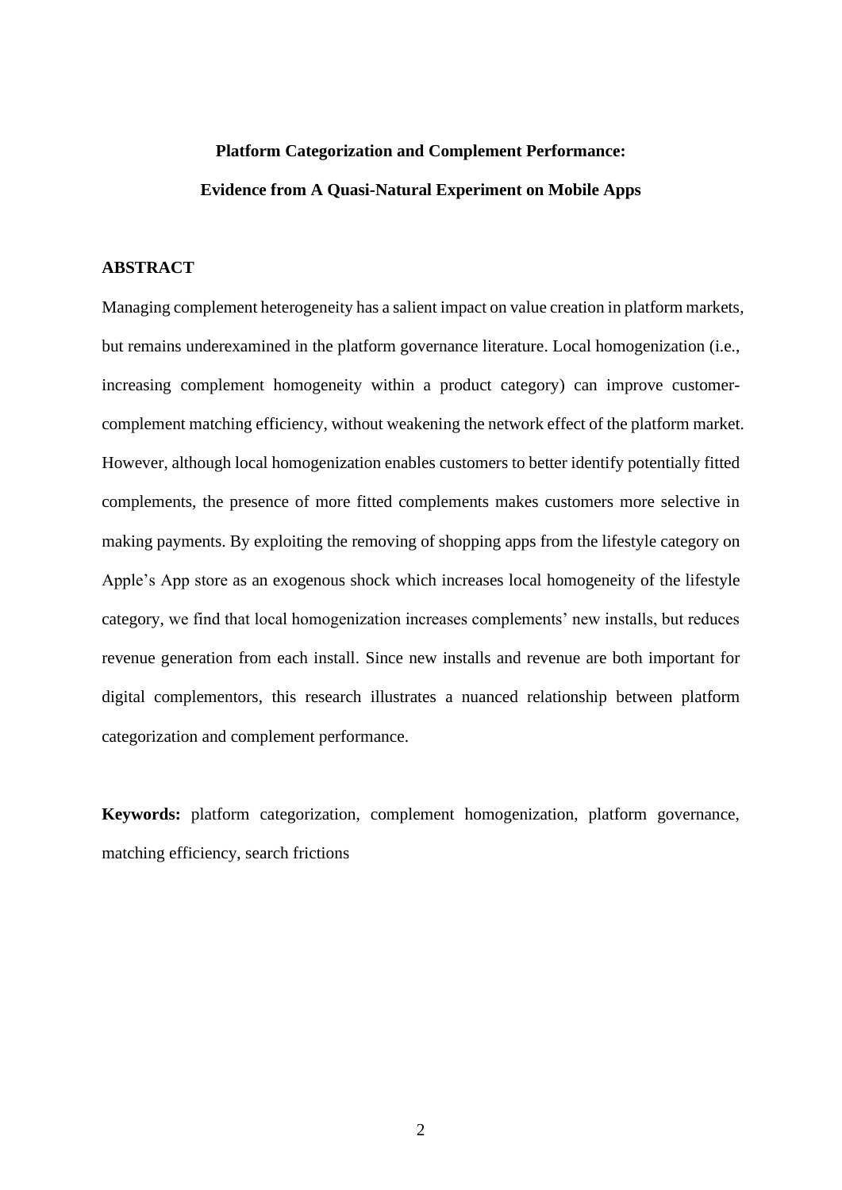# Platform Categorization and Complement Performance: Evidence from A Quasi-Natural Experiment on Mobile Apps

## ABSTRACT

Managing complement heterogeneity has a salient impact on value creation in platform markets, but remains underexamined in the platform governance literature. Local homogenization (i.e., increasing complement homogeneity within a product category) can improve customer-complement matching efficiency, without weakening the network effect of the platform market. However, although local homogenization enables customers to better identify potentially fitted complements, the presence of more fitted complements makes customers more selective in making payments. By exploiting the removing of shopping apps from the lifestyle category on Apple's App store as an exogenous shock which increases local homogeneity of the lifestyle category, we find that local homogenization increases complements' new installs, but reduces revenue generation from each install. Since new installs and revenue are both important for digital complementors, this research illustrates a nuanced relationship between platform categorization and complement performance.

**Keywords:** platform categorization, complement homogenization, platform governance, matching efficiency, search frictions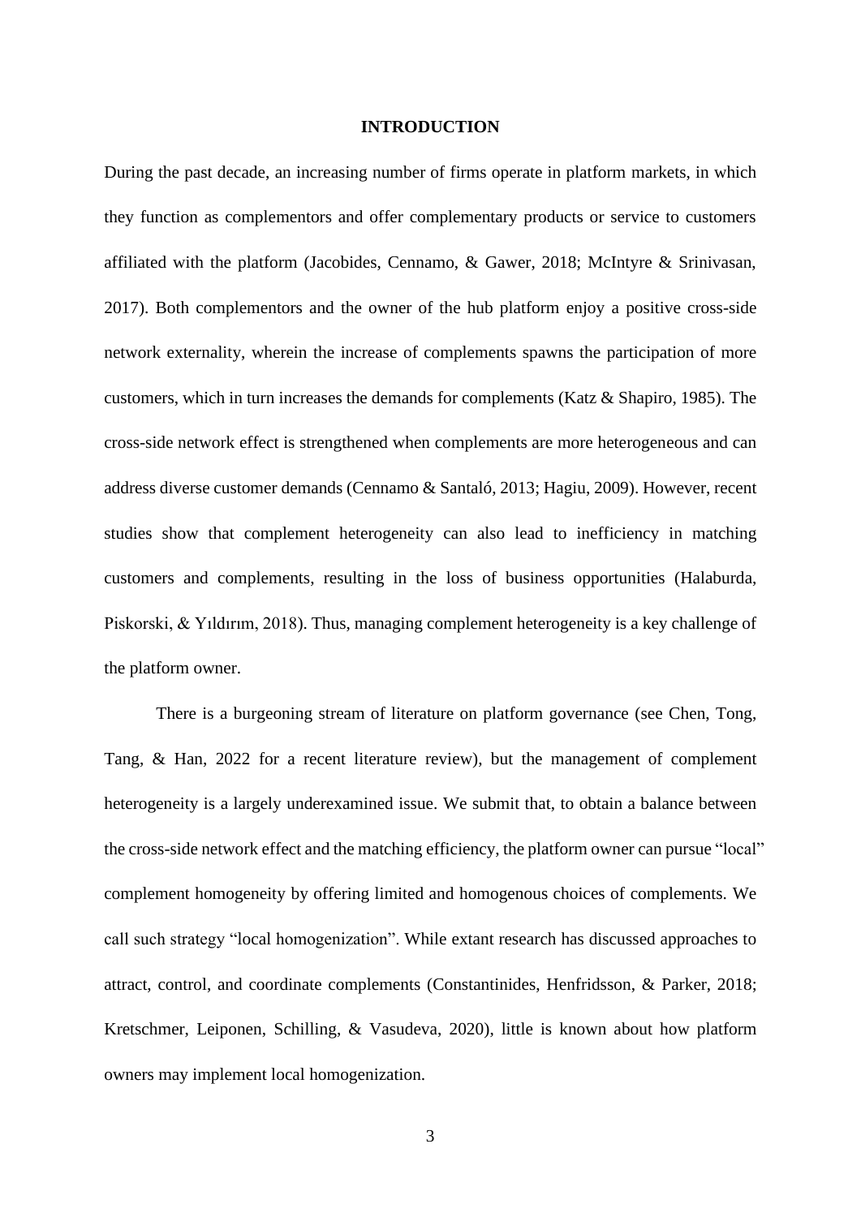# INTRODUCTION

During the past decade, an increasing number of firms operate in platform markets, in which they function as complementors and offer complementary products or service to customers affiliated with the platform (Jacobides, Cennamo, & Gawer, 2018; McIntyre & Srinivasan, 2017). Both complementors and the owner of the hub platform enjoy a positive cross-side network externality, wherein the increase of complements spawns the participation of more customers, which in turn increases the demands for complements (Katz & Shapiro, 1985). The cross-side network effect is strengthened when complements are more heterogeneous and can address diverse customer demands (Cennamo & Santaló, 2013; Hagiu, 2009). However, recent studies show that complement heterogeneity can also lead to inefficiency in matching customers and complements, resulting in the loss of business opportunities (Halaburda, Piskorski, & Yıldırım, 2018). Thus, managing complement heterogeneity is a key challenge of the platform owner.

There is a burgeoning stream of literature on platform governance (see Chen, Tong, Tang, & Han, 2022 for a recent literature review), but the management of complement heterogeneity is a largely underexamined issue. We submit that, to obtain a balance between the cross-side network effect and the matching efficiency, the platform owner can pursue "local" complement homogeneity by offering limited and homogenous choices of complements. We call such strategy "local homogenization". While extant research has discussed approaches to attract, control, and coordinate complements (Constantinides, Henfridsson, & Parker, 2018; Kretschmer, Leiponen, Schilling, & Vasudeva, 2020), little is known about how platform owners may implement local homogenization.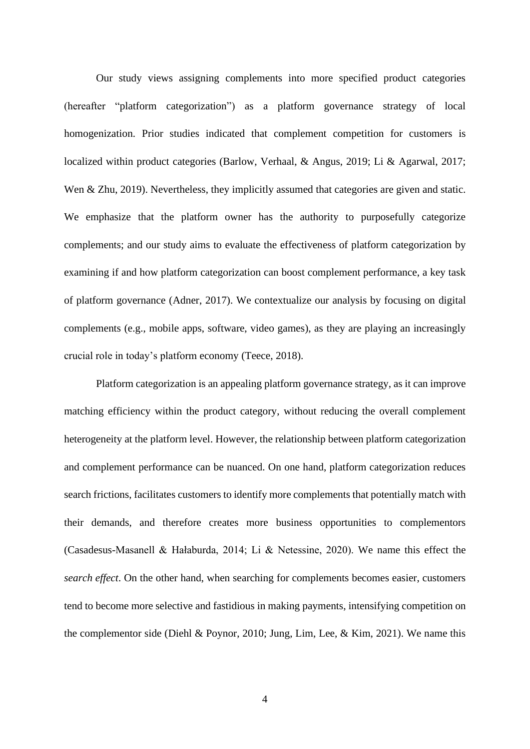Our study views assigning complements into more specified product categories (hereafter "platform categorization") as a platform governance strategy of local homogenization. Prior studies indicated that complement competition for customers is localized within product categories (Barlow, Verhaal, & Angus, 2019; Li & Agarwal, 2017; Wen & Zhu, 2019). Nevertheless, they implicitly assumed that categories are given and static. We emphasize that the platform owner has the authority to purposefully categorize complements; and our study aims to evaluate the effectiveness of platform categorization by examining if and how platform categorization can boost complement performance, a key task of platform governance (Adner, 2017). We contextualize our analysis by focusing on digital complements (e.g., mobile apps, software, video games), as they are playing an increasingly crucial role in today's platform economy (Teece, 2018).

Platform categorization is an appealing platform governance strategy, as it can improve matching efficiency within the product category, without reducing the overall complement heterogeneity at the platform level. However, the relationship between platform categorization and complement performance can be nuanced. On one hand, platform categorization reduces search frictions, facilitates customers to identify more complements that potentially match with their demands, and therefore creates more business opportunities to complementors (Casadesus-Masanell & Hałaburda, 2014; Li & Netessine, 2020). We name this effect the *search effect*. On the other hand, when searching for complements becomes easier, customers tend to become more selective and fastidious in making payments, intensifying competition on the complementor side (Diehl & Poynor, 2010; Jung, Lim, Lee, & Kim, 2021). We name this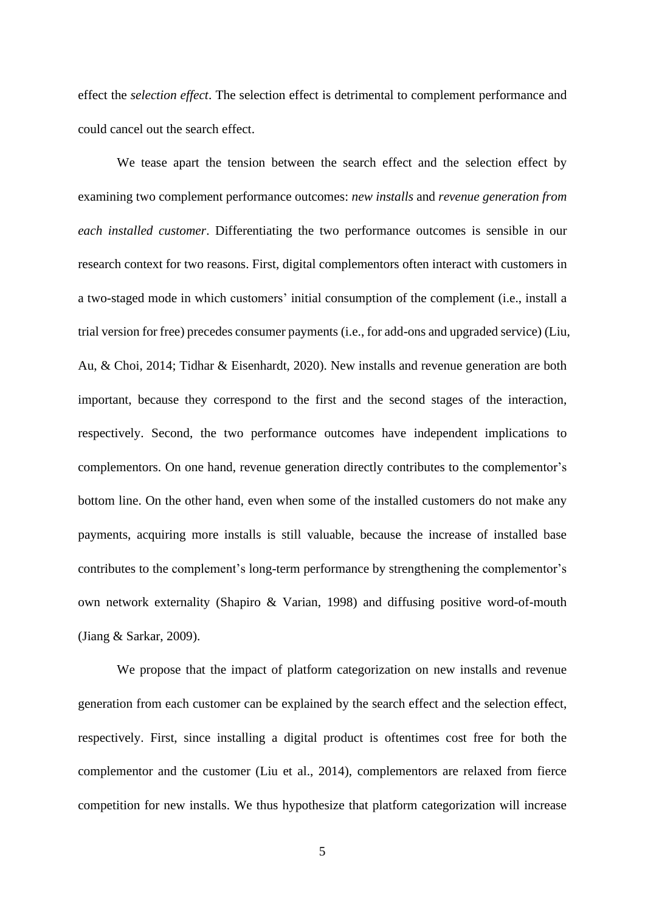effect the *selection effect*. The selection effect is detrimental to complement performance and could cancel out the search effect.

We tease apart the tension between the search effect and the selection effect by examining two complement performance outcomes: *new installs* and *revenue generation from each installed customer*. Differentiating the two performance outcomes is sensible in our research context for two reasons. First, digital complementors often interact with customers in a two-staged mode in which customers' initial consumption of the complement (i.e., install a trial version for free) precedes consumer payments (i.e., for add-ons and upgraded service) (Liu, Au, & Choi, 2014; Tidhar & Eisenhardt, 2020). New installs and revenue generation are both important, because they correspond to the first and the second stages of the interaction, respectively. Second, the two performance outcomes have independent implications to complementors. On one hand, revenue generation directly contributes to the complementor's bottom line. On the other hand, even when some of the installed customers do not make any payments, acquiring more installs is still valuable, because the increase of installed base contributes to the complement's long-term performance by strengthening the complementor's own network externality (Shapiro & Varian, 1998) and diffusing positive word-of-mouth (Jiang & Sarkar, 2009).

We propose that the impact of platform categorization on new installs and revenue generation from each customer can be explained by the search effect and the selection effect, respectively. First, since installing a digital product is oftentimes cost free for both the complementor and the customer (Liu et al., 2014), complementors are relaxed from fierce competition for new installs. We thus hypothesize that platform categorization will increase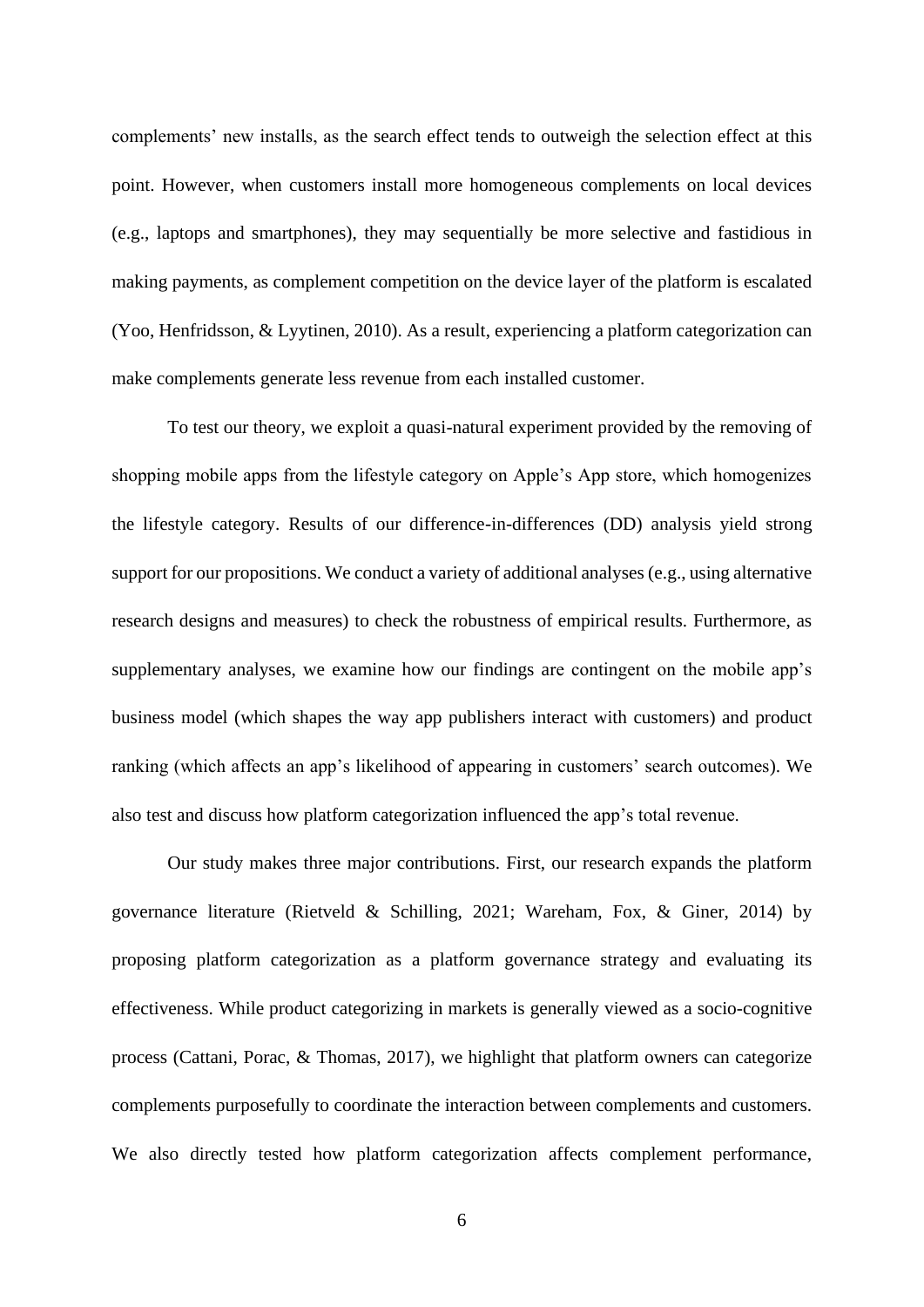complements' new installs, as the search effect tends to outweigh the selection effect at this point. However, when customers install more homogeneous complements on local devices (e.g., laptops and smartphones), they may sequentially be more selective and fastidious in making payments, as complement competition on the device layer of the platform is escalated (Yoo, Henfridsson, & Lyytinen, 2010). As a result, experiencing a platform categorization can make complements generate less revenue from each installed customer.

To test our theory, we exploit a quasi-natural experiment provided by the removing of shopping mobile apps from the lifestyle category on Apple's App store, which homogenizes the lifestyle category. Results of our difference-in-differences (DD) analysis yield strong support for our propositions. We conduct a variety of additional analyses (e.g., using alternative research designs and measures) to check the robustness of empirical results. Furthermore, as supplementary analyses, we examine how our findings are contingent on the mobile app's business model (which shapes the way app publishers interact with customers) and product ranking (which affects an app's likelihood of appearing in customers' search outcomes). We also test and discuss how platform categorization influenced the app's total revenue.

Our study makes three major contributions. First, our research expands the platform governance literature (Rietveld & Schilling, 2021; Wareham, Fox, & Giner, 2014) by proposing platform categorization as a platform governance strategy and evaluating its effectiveness. While product categorizing in markets is generally viewed as a socio-cognitive process (Cattani, Porac, & Thomas, 2017), we highlight that platform owners can categorize complements purposefully to coordinate the interaction between complements and customers. We also directly tested how platform categorization affects complement performance,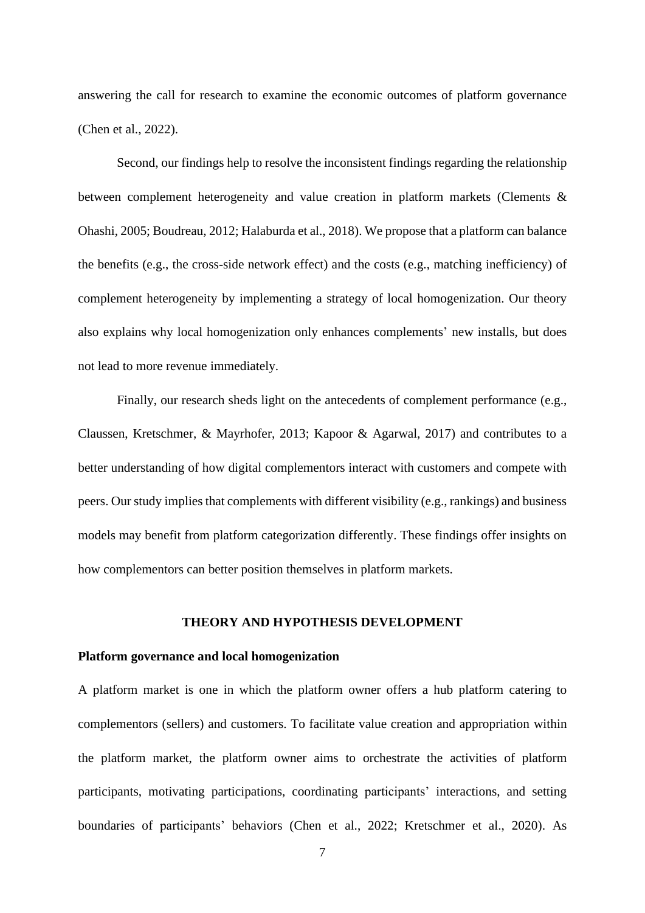answering the call for research to examine the economic outcomes of platform governance (Chen et al., 2022).

Second, our findings help to resolve the inconsistent findings regarding the relationship between complement heterogeneity and value creation in platform markets (Clements & Ohashi, 2005; Boudreau, 2012; Halaburda et al., 2018). We propose that a platform can balance the benefits (e.g., the cross-side network effect) and the costs (e.g., matching inefficiency) of complement heterogeneity by implementing a strategy of local homogenization. Our theory also explains why local homogenization only enhances complements' new installs, but does not lead to more revenue immediately.

Finally, our research sheds light on the antecedents of complement performance (e.g., Claussen, Kretschmer, & Mayrhofer, 2013; Kapoor & Agarwal, 2017) and contributes to a better understanding of how digital complementors interact with customers and compete with peers. Our study implies that complements with different visibility (e.g., rankings) and business models may benefit from platform categorization differently. These findings offer insights on how complementors can better position themselves in platform markets.

## THEORY AND HYPOTHESIS DEVELOPMENT

### Platform governance and local homogenization

A platform market is one in which the platform owner offers a hub platform catering to complementors (sellers) and customers. To facilitate value creation and appropriation within the platform market, the platform owner aims to orchestrate the activities of platform participants, motivating participations, coordinating participants' interactions, and setting boundaries of participants' behaviors (Chen et al., 2022; Kretschmer et al., 2020). As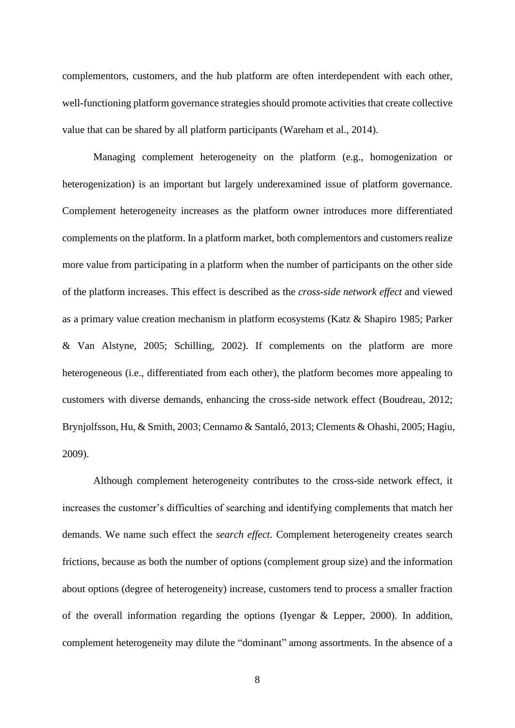complementors, customers, and the hub platform are often interdependent with each other, well-functioning platform governance strategies should promote activities that create collective value that can be shared by all platform participants (Wareham et al., 2014).

Managing complement heterogeneity on the platform (e.g., homogenization or heterogenization) is an important but largely underexamined issue of platform governance. Complement heterogeneity increases as the platform owner introduces more differentiated complements on the platform. In a platform market, both complementors and customers realize more value from participating in a platform when the number of participants on the other side of the platform increases. This effect is described as the *cross-side network effect* and viewed as a primary value creation mechanism in platform ecosystems (Katz & Shapiro 1985; Parker & Van Alstyne, 2005; Schilling, 2002). If complements on the platform are more heterogeneous (i.e., differentiated from each other), the platform becomes more appealing to customers with diverse demands, enhancing the cross-side network effect (Boudreau, 2012; Brynjolfsson, Hu, & Smith, 2003; Cennamo & Santaló, 2013; Clements & Ohashi, 2005; Hagiu, 2009).

Although complement heterogeneity contributes to the cross-side network effect, it increases the customer's difficulties of searching and identifying complements that match her demands. We name such effect the *search effect*. Complement heterogeneity creates search frictions, because as both the number of options (complement group size) and the information about options (degree of heterogeneity) increase, customers tend to process a smaller fraction of the overall information regarding the options (Iyengar & Lepper, 2000). In addition, complement heterogeneity may dilute the "dominant" among assortments. In the absence of a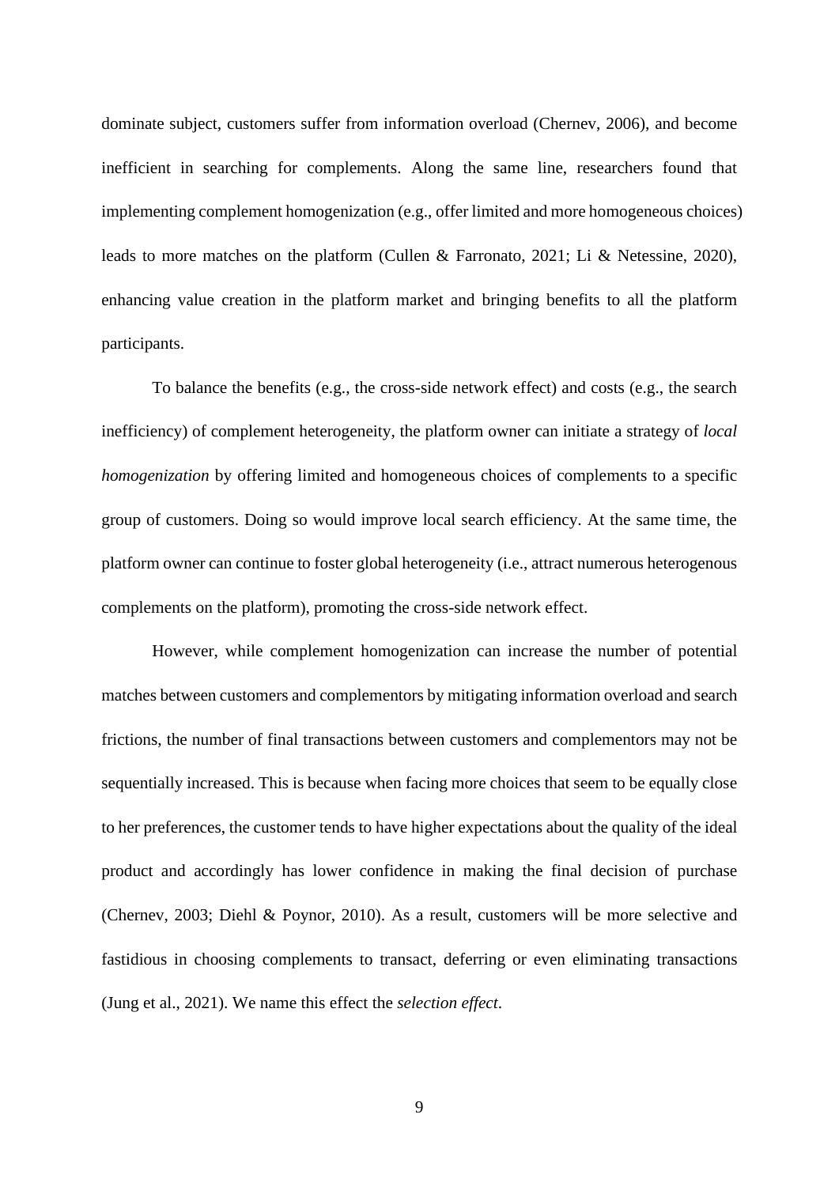dominate subject, customers suffer from information overload (Chernev, 2006), and become inefficient in searching for complements. Along the same line, researchers found that implementing complement homogenization (e.g., offer limited and more homogeneous choices) leads to more matches on the platform (Cullen & Farronato, 2021; Li & Netessine, 2020), enhancing value creation in the platform market and bringing benefits to all the platform participants.

To balance the benefits (e.g., the cross-side network effect) and costs (e.g., the search inefficiency) of complement heterogeneity, the platform owner can initiate a strategy of *local homogenization* by offering limited and homogeneous choices of complements to a specific group of customers. Doing so would improve local search efficiency. At the same time, the platform owner can continue to foster global heterogeneity (i.e., attract numerous heterogenous complements on the platform), promoting the cross-side network effect.

However, while complement homogenization can increase the number of potential matches between customers and complementors by mitigating information overload and search frictions, the number of final transactions between customers and complementors may not be sequentially increased. This is because when facing more choices that seem to be equally close to her preferences, the customer tends to have higher expectations about the quality of the ideal product and accordingly has lower confidence in making the final decision of purchase (Chernev, 2003; Diehl & Poynor, 2010). As a result, customers will be more selective and fastidious in choosing complements to transact, deferring or even eliminating transactions (Jung et al., 2021). We name this effect the *selection effect*.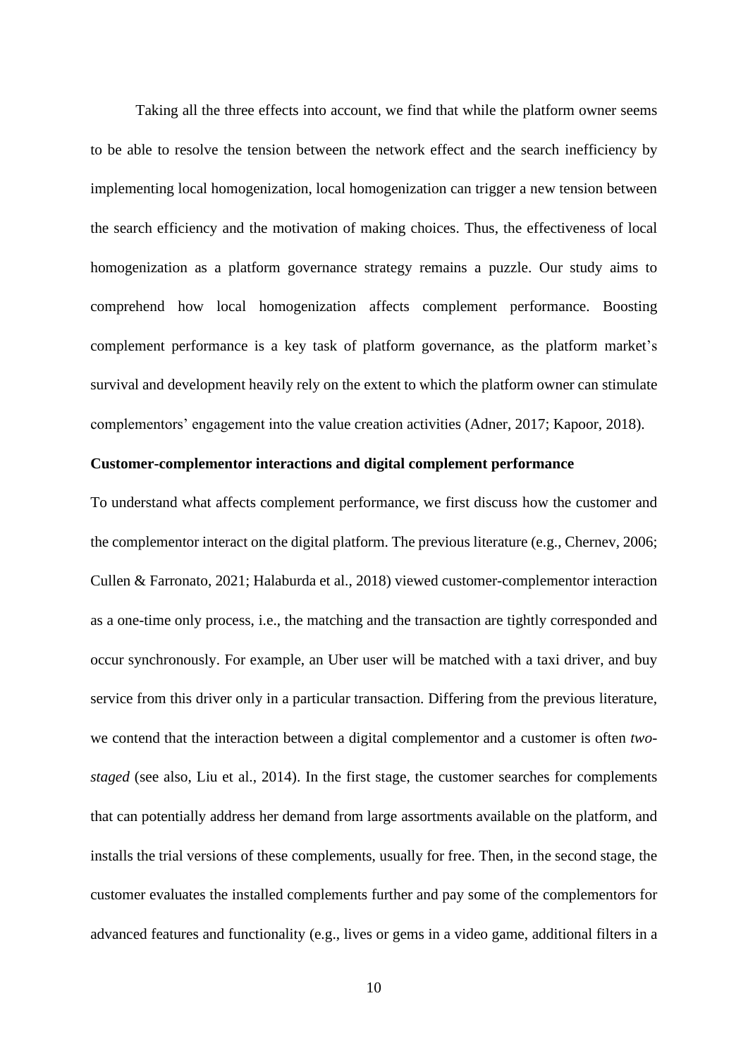Taking all the three effects into account, we find that while the platform owner seems to be able to resolve the tension between the network effect and the search inefficiency by implementing local homogenization, local homogenization can trigger a new tension between the search efficiency and the motivation of making choices. Thus, the effectiveness of local homogenization as a platform governance strategy remains a puzzle. Our study aims to comprehend how local homogenization affects complement performance. Boosting complement performance is a key task of platform governance, as the platform market's survival and development heavily rely on the extent to which the platform owner can stimulate complementors' engagement into the value creation activities (Adner, 2017; Kapoor, 2018).

**Customer-complementor interactions and digital complement performance**

To understand what affects complement performance, we first discuss how the customer and the complementor interact on the digital platform. The previous literature (e.g., Chernev, 2006; Cullen & Farronato, 2021; Halaburda et al., 2018) viewed customer-complementor interaction as a one-time only process, i.e., the matching and the transaction are tightly corresponded and occur synchronously. For example, an Uber user will be matched with a taxi driver, and buy service from this driver only in a particular transaction. Differing from the previous literature, we contend that the interaction between a digital complementor and a customer is often *two-staged* (see also, Liu et al., 2014). In the first stage, the customer searches for complements that can potentially address her demand from large assortments available on the platform, and installs the trial versions of these complements, usually for free. Then, in the second stage, the customer evaluates the installed complements further and pay some of the complementors for advanced features and functionality (e.g., lives or gems in a video game, additional filters in a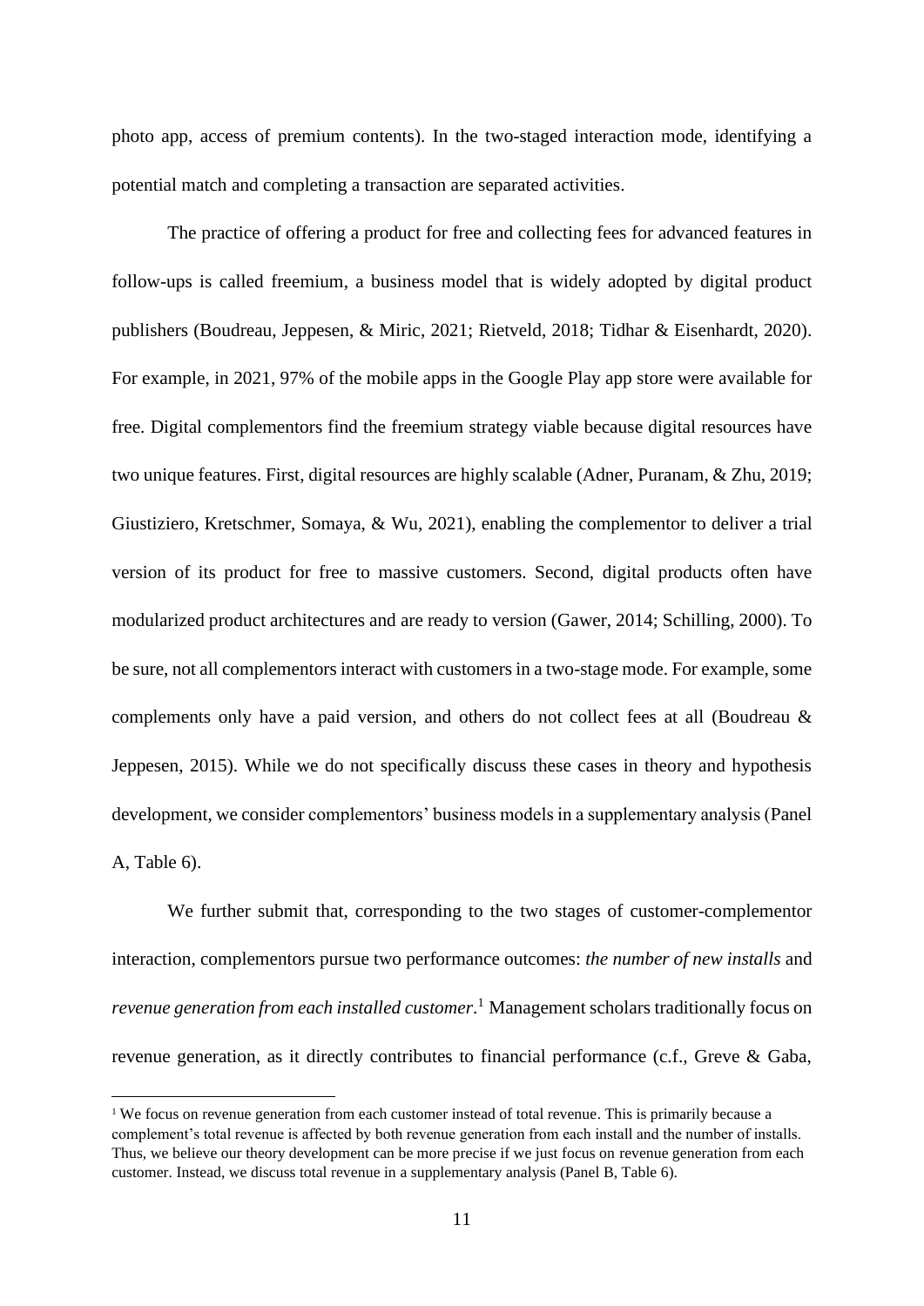photo app, access of premium contents). In the two-staged interaction mode, identifying a potential match and completing a transaction are separated activities.

The practice of offering a product for free and collecting fees for advanced features in follow-ups is called freemium, a business model that is widely adopted by digital product publishers (Boudreau, Jeppesen, & Miric, 2021; Rietveld, 2018; Tidhar & Eisenhardt, 2020). For example, in 2021, 97% of the mobile apps in the Google Play app store were available for free. Digital complementors find the freemium strategy viable because digital resources have two unique features. First, digital resources are highly scalable (Adner, Puranam, & Zhu, 2019; Giustiziero, Kretschmer, Somaya, & Wu, 2021), enabling the complementor to deliver a trial version of its product for free to massive customers. Second, digital products often have modularized product architectures and are ready to version (Gawer, 2014; Schilling, 2000). To be sure, not all complementors interact with customers in a two-stage mode. For example, some complements only have a paid version, and others do not collect fees at all (Boudreau & Jeppesen, 2015). While we do not specifically discuss these cases in theory and hypothesis development, we consider complementors' business models in a supplementary analysis (Panel A, Table 6).

We further submit that, corresponding to the two stages of customer-complementor interaction, complementors pursue two performance outcomes: *the number of new installs* and *revenue generation from each installed customer*.[1] Management scholars traditionally focus on revenue generation, as it directly contributes to financial performance (c.f., Greve & Gaba,

[1] We focus on revenue generation from each customer instead of total revenue. This is primarily because a complement's total revenue is affected by both revenue generation from each install and the number of installs. Thus, we believe our theory development can be more precise if we just focus on revenue generation from each customer. Instead, we discuss total revenue in a supplementary analysis (Panel B, Table 6).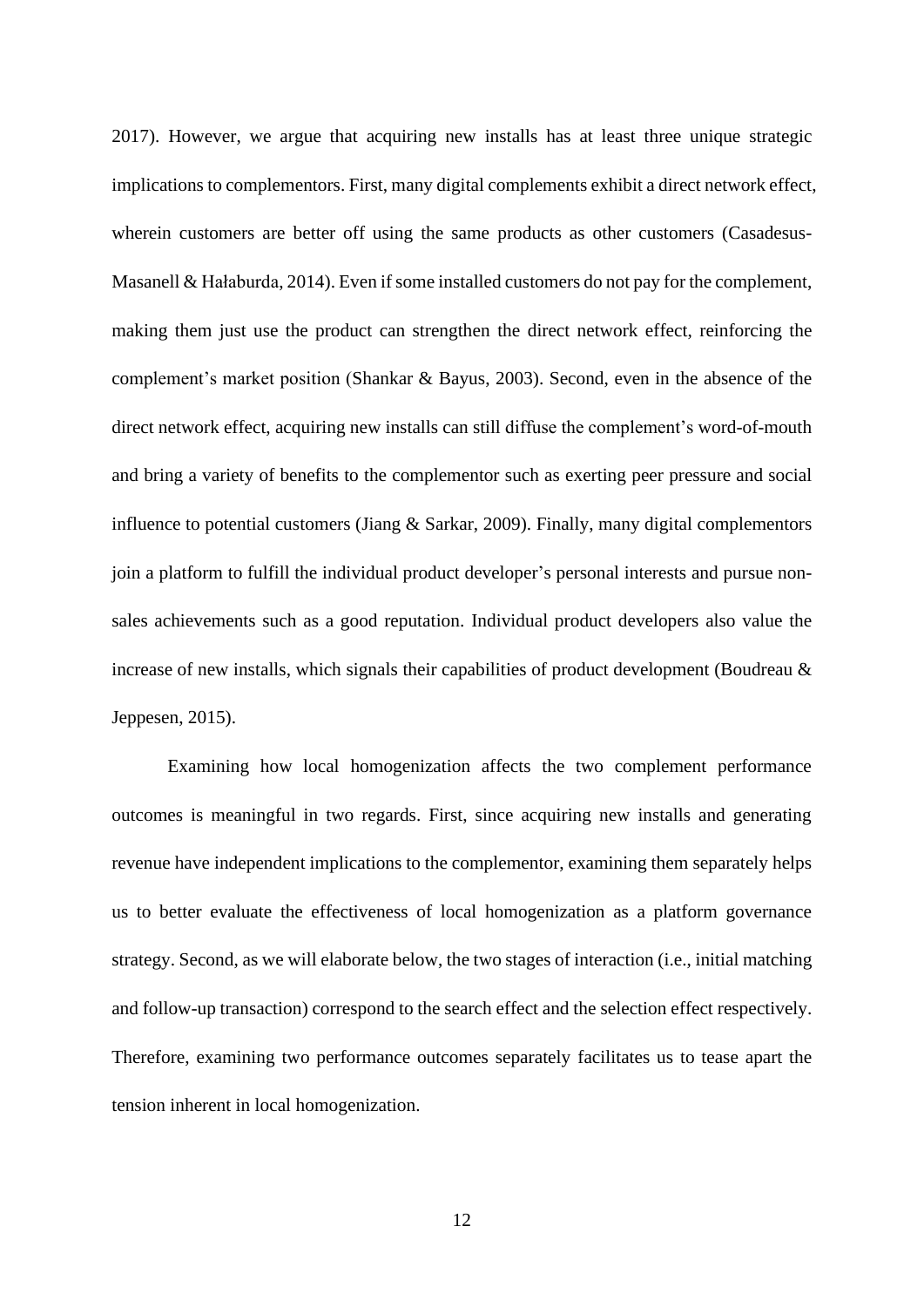2017). However, we argue that acquiring new installs has at least three unique strategic implications to complementors. First, many digital complements exhibit a direct network effect, wherein customers are better off using the same products as other customers (Casadesus-Masanell & Hałaburda, 2014). Even if some installed customers do not pay for the complement, making them just use the product can strengthen the direct network effect, reinforcing the complement's market position (Shankar & Bayus, 2003). Second, even in the absence of the direct network effect, acquiring new installs can still diffuse the complement's word-of-mouth and bring a variety of benefits to the complementor such as exerting peer pressure and social influence to potential customers (Jiang & Sarkar, 2009). Finally, many digital complementors join a platform to fulfill the individual product developer's personal interests and pursue non-sales achievements such as a good reputation. Individual product developers also value the increase of new installs, which signals their capabilities of product development (Boudreau & Jeppesen, 2015).

Examining how local homogenization affects the two complement performance outcomes is meaningful in two regards. First, since acquiring new installs and generating revenue have independent implications to the complementor, examining them separately helps us to better evaluate the effectiveness of local homogenization as a platform governance strategy. Second, as we will elaborate below, the two stages of interaction (i.e., initial matching and follow-up transaction) correspond to the search effect and the selection effect respectively. Therefore, examining two performance outcomes separately facilitates us to tease apart the tension inherent in local homogenization.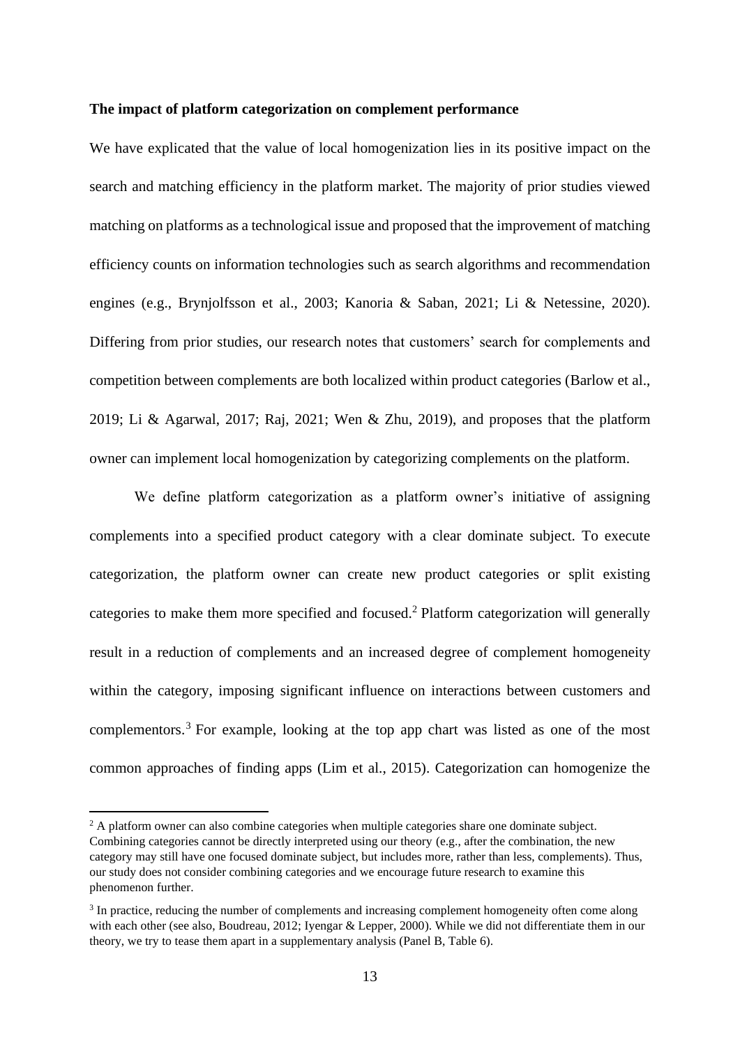**The impact of platform categorization on complement performance**

We have explicated that the value of local homogenization lies in its positive impact on the search and matching efficiency in the platform market. The majority of prior studies viewed matching on platforms as a technological issue and proposed that the improvement of matching efficiency counts on information technologies such as search algorithms and recommendation engines (e.g., Brynjolfsson et al., 2003; Kanoria & Saban, 2021; Li & Netessine, 2020). Differing from prior studies, our research notes that customers' search for complements and competition between complements are both localized within product categories (Barlow et al., 2019; Li & Agarwal, 2017; Raj, 2021; Wen & Zhu, 2019), and proposes that the platform owner can implement local homogenization by categorizing complements on the platform.

We define platform categorization as a platform owner's initiative of assigning complements into a specified product category with a clear dominate subject. To execute categorization, the platform owner can create new product categories or split existing categories to make them more specified and focused.[2] Platform categorization will generally result in a reduction of complements and an increased degree of complement homogeneity within the category, imposing significant influence on interactions between customers and complementors.[3] For example, looking at the top app chart was listed as one of the most common approaches of finding apps (Lim et al., 2015). Categorization can homogenize the

---

[2] A platform owner can also combine categories when multiple categories share one dominate subject. Combining categories cannot be directly interpreted using our theory (e.g., after the combination, the new category may still have one focused dominate subject, but includes more, rather than less, complements). Thus, our study does not consider combining categories and we encourage future research to examine this phenomenon further.

[3] In practice, reducing the number of complements and increasing complement homogeneity often come along with each other (see also, Boudreau, 2012; Iyengar & Lepper, 2000). While we did not differentiate them in our theory, we try to tease them apart in a supplementary analysis (Panel B, Table 6).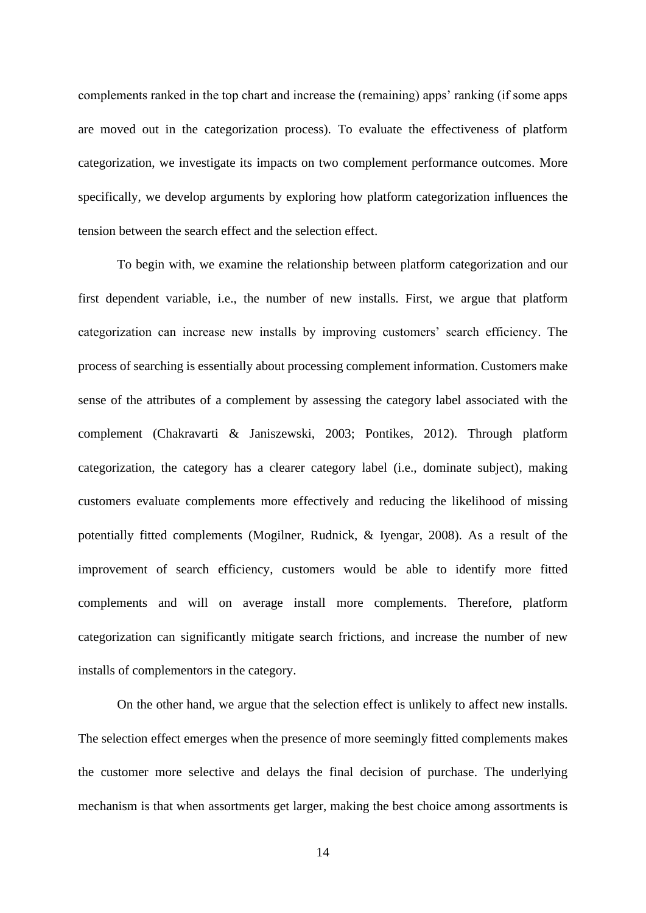complements ranked in the top chart and increase the (remaining) apps' ranking (if some apps are moved out in the categorization process). To evaluate the effectiveness of platform categorization, we investigate its impacts on two complement performance outcomes. More specifically, we develop arguments by exploring how platform categorization influences the tension between the search effect and the selection effect.

To begin with, we examine the relationship between platform categorization and our first dependent variable, i.e., the number of new installs. First, we argue that platform categorization can increase new installs by improving customers' search efficiency. The process of searching is essentially about processing complement information. Customers make sense of the attributes of a complement by assessing the category label associated with the complement (Chakravarti & Janiszewski, 2003; Pontikes, 2012). Through platform categorization, the category has a clearer category label (i.e., dominate subject), making customers evaluate complements more effectively and reducing the likelihood of missing potentially fitted complements (Mogilner, Rudnick, & Iyengar, 2008). As a result of the improvement of search efficiency, customers would be able to identify more fitted complements and will on average install more complements. Therefore, platform categorization can significantly mitigate search frictions, and increase the number of new installs of complementors in the category.

On the other hand, we argue that the selection effect is unlikely to affect new installs. The selection effect emerges when the presence of more seemingly fitted complements makes the customer more selective and delays the final decision of purchase. The underlying mechanism is that when assortments get larger, making the best choice among assortments is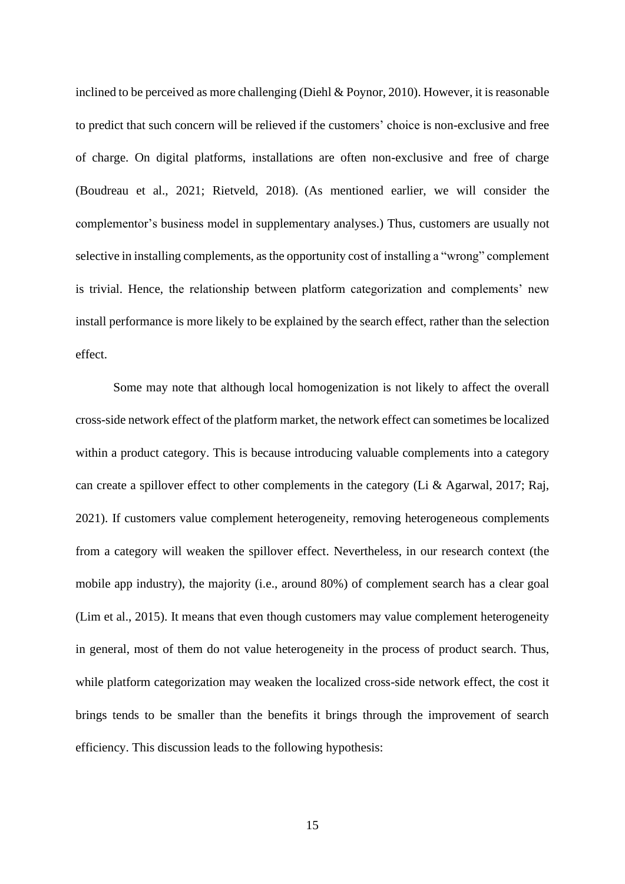inclined to be perceived as more challenging (Diehl & Poynor, 2010). However, it is reasonable to predict that such concern will be relieved if the customers' choice is non-exclusive and free of charge. On digital platforms, installations are often non-exclusive and free of charge (Boudreau et al., 2021; Rietveld, 2018). (As mentioned earlier, we will consider the complementor's business model in supplementary analyses.) Thus, customers are usually not selective in installing complements, as the opportunity cost of installing a "wrong" complement is trivial. Hence, the relationship between platform categorization and complements' new install performance is more likely to be explained by the search effect, rather than the selection effect.

Some may note that although local homogenization is not likely to affect the overall cross-side network effect of the platform market, the network effect can sometimes be localized within a product category. This is because introducing valuable complements into a category can create a spillover effect to other complements in the category (Li & Agarwal, 2017; Raj, 2021). If customers value complement heterogeneity, removing heterogeneous complements from a category will weaken the spillover effect. Nevertheless, in our research context (the mobile app industry), the majority (i.e., around 80%) of complement search has a clear goal (Lim et al., 2015). It means that even though customers may value complement heterogeneity in general, most of them do not value heterogeneity in the process of product search. Thus, while platform categorization may weaken the localized cross-side network effect, the cost it brings tends to be smaller than the benefits it brings through the improvement of search efficiency. This discussion leads to the following hypothesis: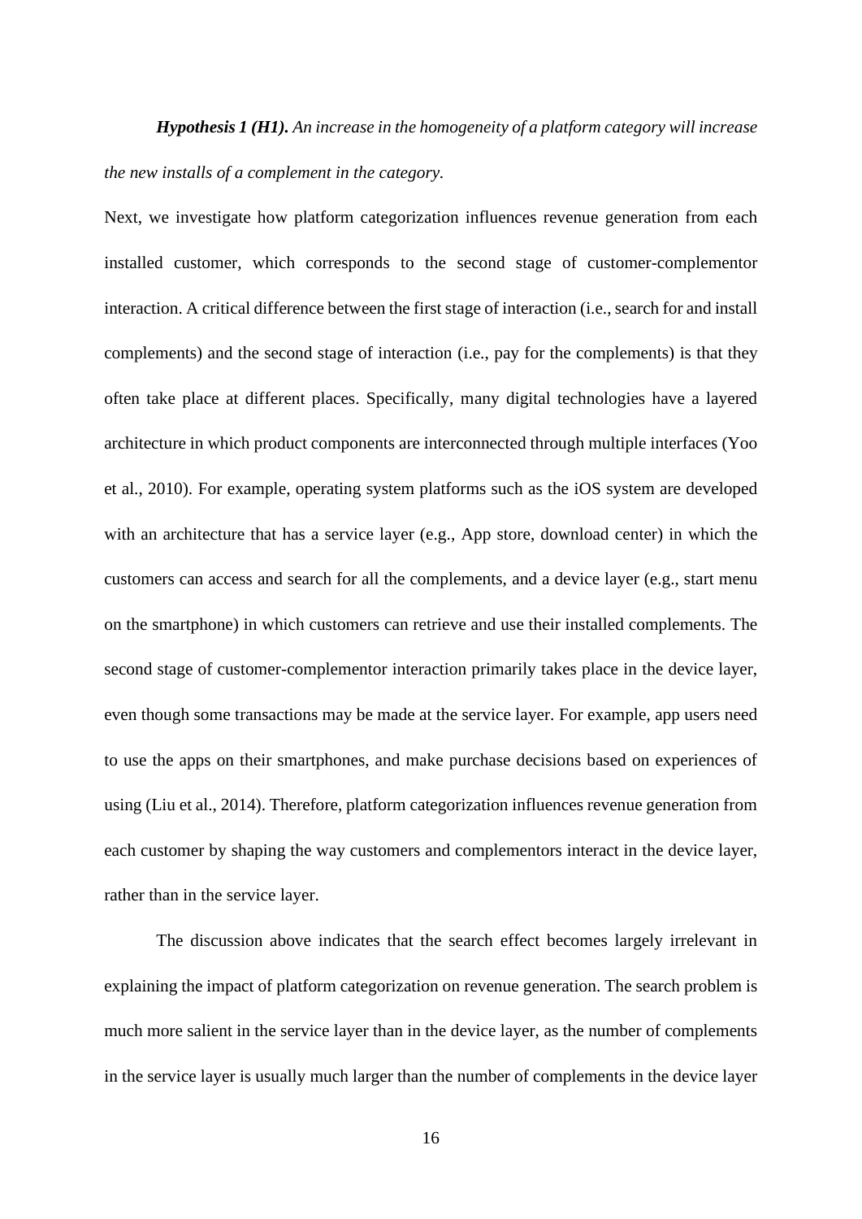***Hypothesis 1 (H1).*** *An increase in the homogeneity of a platform category will increase the new installs of a complement in the category.*

Next, we investigate how platform categorization influences revenue generation from each installed customer, which corresponds to the second stage of customer-complementor interaction. A critical difference between the first stage of interaction (i.e., search for and install complements) and the second stage of interaction (i.e., pay for the complements) is that they often take place at different places. Specifically, many digital technologies have a layered architecture in which product components are interconnected through multiple interfaces (Yoo et al., 2010). For example, operating system platforms such as the iOS system are developed with an architecture that has a service layer (e.g., App store, download center) in which the customers can access and search for all the complements, and a device layer (e.g., start menu on the smartphone) in which customers can retrieve and use their installed complements. The second stage of customer-complementor interaction primarily takes place in the device layer, even though some transactions may be made at the service layer. For example, app users need to use the apps on their smartphones, and make purchase decisions based on experiences of using (Liu et al., 2014). Therefore, platform categorization influences revenue generation from each customer by shaping the way customers and complementors interact in the device layer, rather than in the service layer.

The discussion above indicates that the search effect becomes largely irrelevant in explaining the impact of platform categorization on revenue generation. The search problem is much more salient in the service layer than in the device layer, as the number of complements in the service layer is usually much larger than the number of complements in the device layer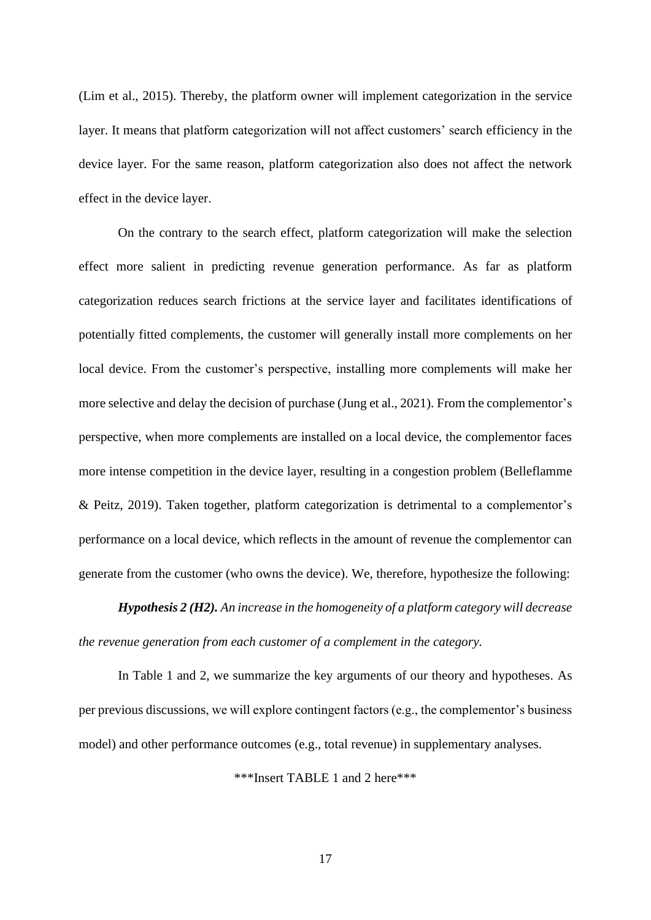(Lim et al., 2015). Thereby, the platform owner will implement categorization in the service layer. It means that platform categorization will not affect customers' search efficiency in the device layer. For the same reason, platform categorization also does not affect the network effect in the device layer.

On the contrary to the search effect, platform categorization will make the selection effect more salient in predicting revenue generation performance. As far as platform categorization reduces search frictions at the service layer and facilitates identifications of potentially fitted complements, the customer will generally install more complements on her local device. From the customer's perspective, installing more complements will make her more selective and delay the decision of purchase (Jung et al., 2021). From the complementor's perspective, when more complements are installed on a local device, the complementor faces more intense competition in the device layer, resulting in a congestion problem (Belleflamme & Peitz, 2019). Taken together, platform categorization is detrimental to a complementor's performance on a local device, which reflects in the amount of revenue the complementor can generate from the customer (who owns the device). We, therefore, hypothesize the following:

***Hypothesis 2 (H2).*** *An increase in the homogeneity of a platform category will decrease the revenue generation from each customer of a complement in the category.*

In Table 1 and 2, we summarize the key arguments of our theory and hypotheses. As per previous discussions, we will explore contingent factors (e.g., the complementor's business model) and other performance outcomes (e.g., total revenue) in supplementary analyses.

***Insert TABLE 1 and 2 here***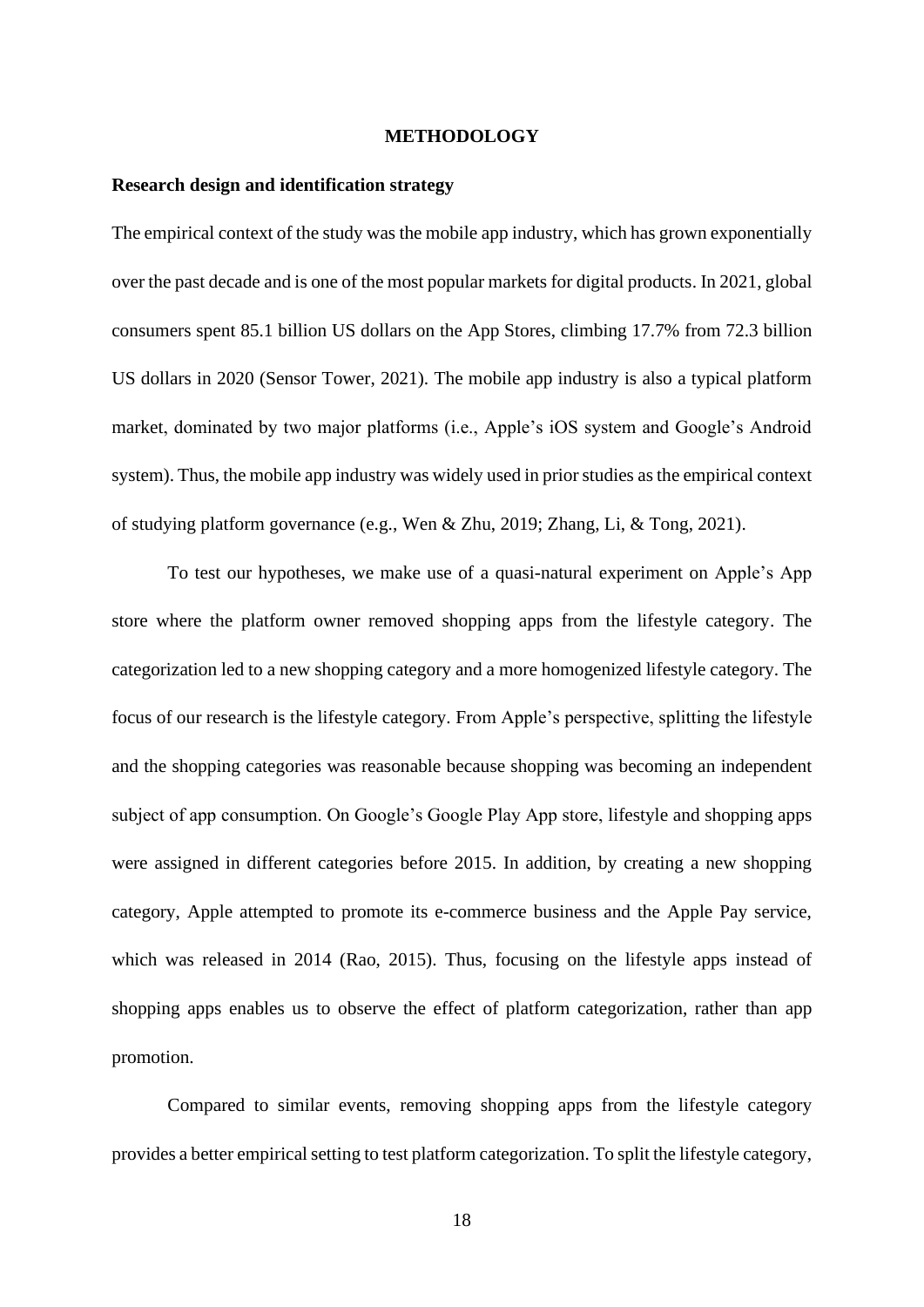## METHODOLOGY

### Research design and identification strategy

The empirical context of the study was the mobile app industry, which has grown exponentially over the past decade and is one of the most popular markets for digital products. In 2021, global consumers spent 85.1 billion US dollars on the App Stores, climbing 17.7% from 72.3 billion US dollars in 2020 (Sensor Tower, 2021). The mobile app industry is also a typical platform market, dominated by two major platforms (i.e., Apple's iOS system and Google's Android system). Thus, the mobile app industry was widely used in prior studies as the empirical context of studying platform governance (e.g., Wen & Zhu, 2019; Zhang, Li, & Tong, 2021).

To test our hypotheses, we make use of a quasi-natural experiment on Apple's App store where the platform owner removed shopping apps from the lifestyle category. The categorization led to a new shopping category and a more homogenized lifestyle category. The focus of our research is the lifestyle category. From Apple's perspective, splitting the lifestyle and the shopping categories was reasonable because shopping was becoming an independent subject of app consumption. On Google's Google Play App store, lifestyle and shopping apps were assigned in different categories before 2015. In addition, by creating a new shopping category, Apple attempted to promote its e-commerce business and the Apple Pay service, which was released in 2014 (Rao, 2015). Thus, focusing on the lifestyle apps instead of shopping apps enables us to observe the effect of platform categorization, rather than app promotion.

Compared to similar events, removing shopping apps from the lifestyle category provides a better empirical setting to test platform categorization. To split the lifestyle category,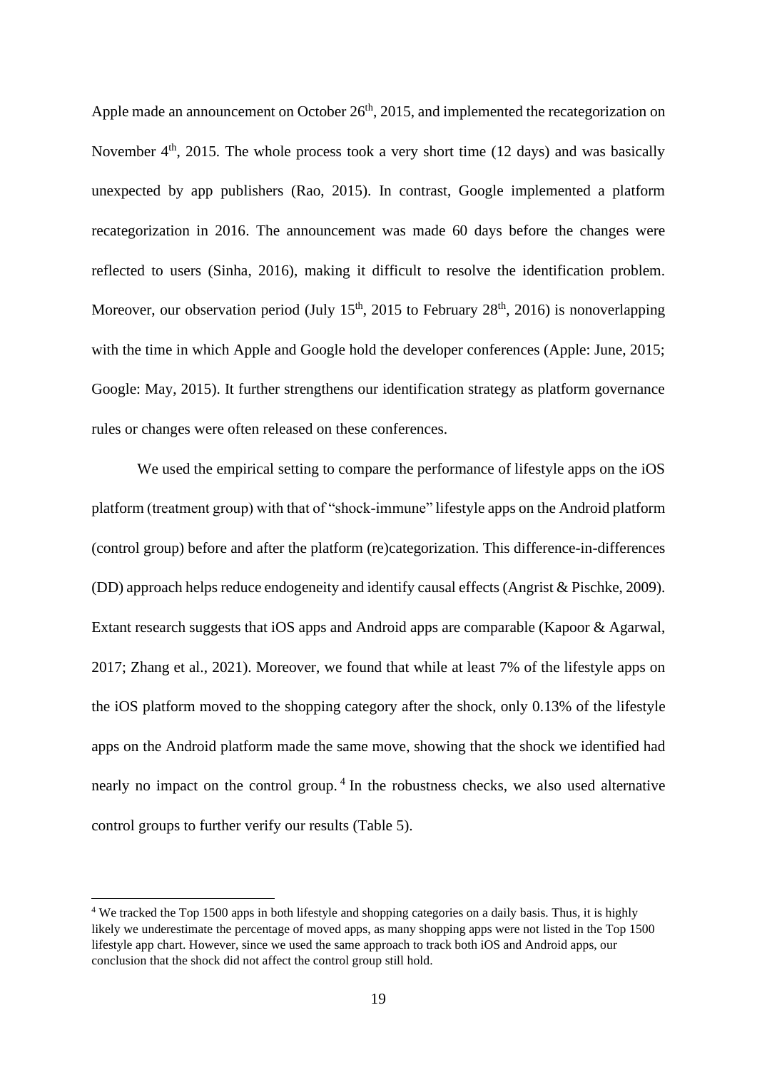Apple made an announcement on October 26th, 2015, and implemented the recategorization on November 4th, 2015. The whole process took a very short time (12 days) and was basically unexpected by app publishers (Rao, 2015). In contrast, Google implemented a platform recategorization in 2016. The announcement was made 60 days before the changes were reflected to users (Sinha, 2016), making it difficult to resolve the identification problem. Moreover, our observation period (July 15th, 2015 to February 28th, 2016) is nonoverlapping with the time in which Apple and Google hold the developer conferences (Apple: June, 2015; Google: May, 2015). It further strengthens our identification strategy as platform governance rules or changes were often released on these conferences.

We used the empirical setting to compare the performance of lifestyle apps on the iOS platform (treatment group) with that of "shock-immune" lifestyle apps on the Android platform (control group) before and after the platform (re)categorization. This difference-in-differences (DD) approach helps reduce endogeneity and identify causal effects (Angrist & Pischke, 2009). Extant research suggests that iOS apps and Android apps are comparable (Kapoor & Agarwal, 2017; Zhang et al., 2021). Moreover, we found that while at least 7% of the lifestyle apps on the iOS platform moved to the shopping category after the shock, only 0.13% of the lifestyle apps on the Android platform made the same move, showing that the shock we identified had nearly no impact on the control group.[4] In the robustness checks, we also used alternative control groups to further verify our results (Table 5).

[4] We tracked the Top 1500 apps in both lifestyle and shopping categories on a daily basis. Thus, it is highly likely we underestimate the percentage of moved apps, as many shopping apps were not listed in the Top 1500 lifestyle app chart. However, since we used the same approach to track both iOS and Android apps, our conclusion that the shock did not affect the control group still hold.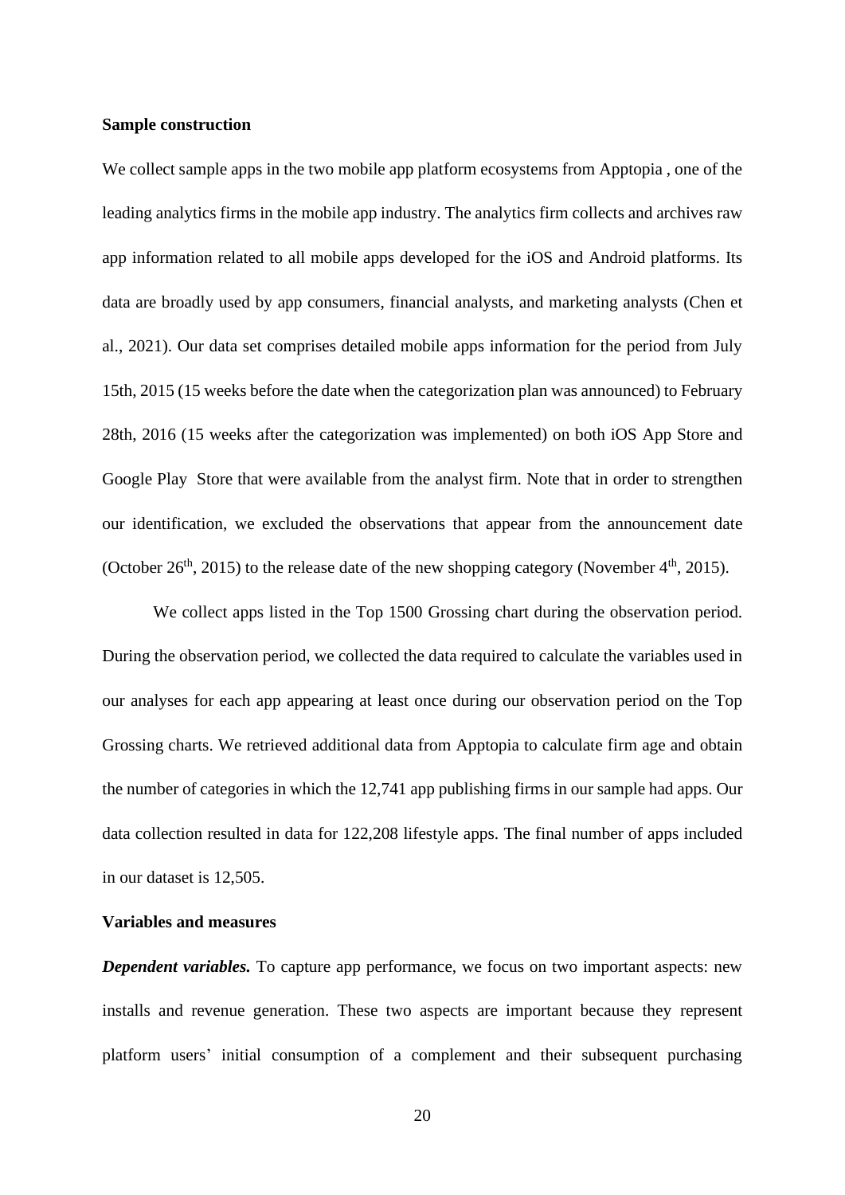**Sample construction**

We collect sample apps in the two mobile app platform ecosystems from Apptopia , one of the leading analytics firms in the mobile app industry. The analytics firm collects and archives raw app information related to all mobile apps developed for the iOS and Android platforms. Its data are broadly used by app consumers, financial analysts, and marketing analysts (Chen et al., 2021). Our data set comprises detailed mobile apps information for the period from July 15th, 2015 (15 weeks before the date when the categorization plan was announced) to February 28th, 2016 (15 weeks after the categorization was implemented) on both iOS App Store and Google Play Store that were available from the analyst firm. Note that in order to strengthen our identification, we excluded the observations that appear from the announcement date (October 26th, 2015) to the release date of the new shopping category (November 4th, 2015).

We collect apps listed in the Top 1500 Grossing chart during the observation period. During the observation period, we collected the data required to calculate the variables used in our analyses for each app appearing at least once during our observation period on the Top Grossing charts. We retrieved additional data from Apptopia to calculate firm age and obtain the number of categories in which the 12,741 app publishing firms in our sample had apps. Our data collection resulted in data for 122,208 lifestyle apps. The final number of apps included in our dataset is 12,505.

**Variables and measures**

***Dependent variables.*** To capture app performance, we focus on two important aspects: new installs and revenue generation. These two aspects are important because they represent platform users' initial consumption of a complement and their subsequent purchasing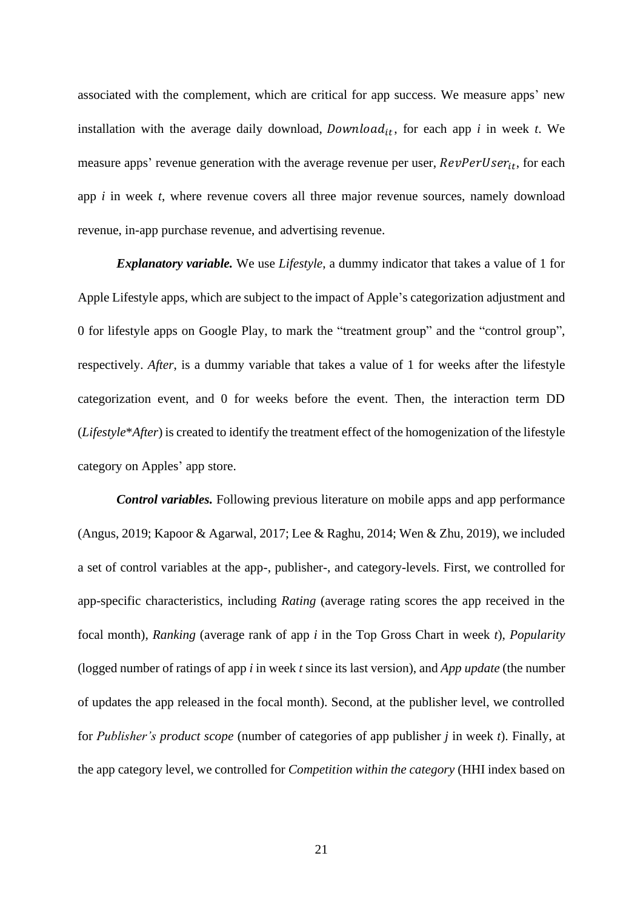associated with the complement, which are critical for app success. We measure apps' new installation with the average daily download, $Download_{it}$, for each app *i* in week *t*. We measure apps' revenue generation with the average revenue per user, $RevPerUser_{it}$, for each app *i* in week *t*, where revenue covers all three major revenue sources, namely download revenue, in-app purchase revenue, and advertising revenue.

***Explanatory variable.*** We use *Lifestyle*, a dummy indicator that takes a value of 1 for Apple Lifestyle apps, which are subject to the impact of Apple's categorization adjustment and 0 for lifestyle apps on Google Play, to mark the "treatment group" and the "control group", respectively. *After*, is a dummy variable that takes a value of 1 for weeks after the lifestyle categorization event, and 0 for weeks before the event. Then, the interaction term DD (*Lifestyle*\**After*) is created to identify the treatment effect of the homogenization of the lifestyle category on Apples' app store.

***Control variables.*** Following previous literature on mobile apps and app performance (Angus, 2019; Kapoor & Agarwal, 2017; Lee & Raghu, 2014; Wen & Zhu, 2019), we included a set of control variables at the app-, publisher-, and category-levels. First, we controlled for app-specific characteristics, including *Rating* (average rating scores the app received in the focal month), *Ranking* (average rank of app *i* in the Top Gross Chart in week *t*), *Popularity* (logged number of ratings of app *i* in week *t* since its last version), and *App update* (the number of updates the app released in the focal month). Second, at the publisher level, we controlled for *Publisher's product scope* (number of categories of app publisher *j* in week *t*). Finally, at the app category level, we controlled for *Competition within the category* (HHI index based on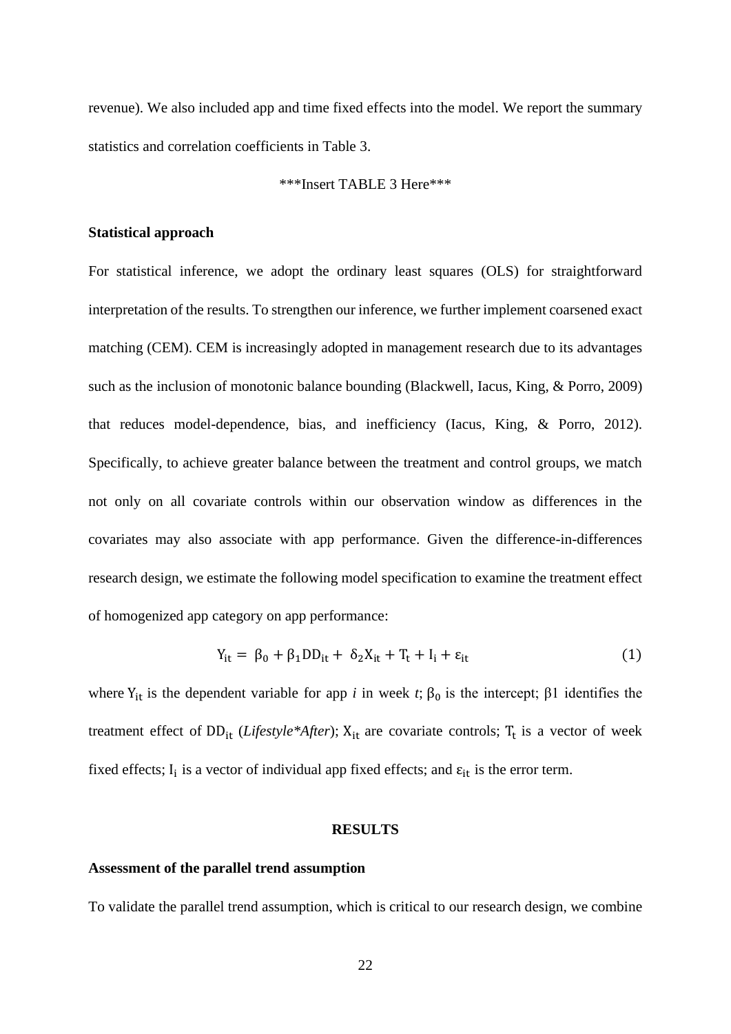revenue). We also included app and time fixed effects into the model. We report the summary statistics and correlation coefficients in Table 3.

***Insert TABLE 3 Here***

**Statistical approach**

For statistical inference, we adopt the ordinary least squares (OLS) for straightforward interpretation of the results. To strengthen our inference, we further implement coarsened exact matching (CEM). CEM is increasingly adopted in management research due to its advantages such as the inclusion of monotonic balance bounding (Blackwell, Iacus, King, & Porro, 2009) that reduces model-dependence, bias, and inefficiency (Iacus, King, & Porro, 2012). Specifically, to achieve greater balance between the treatment and control groups, we match not only on all covariate controls within our observation window as differences in the covariates may also associate with app performance. Given the difference-in-differences research design, we estimate the following model specification to examine the treatment effect of homogenized app category on app performance:

$$Y_{it} = \beta_0 + \beta_1 DD_{it} + \delta_2 X_{it} + T_t + I_i + \varepsilon_{it} \qquad (1)$$

where $Y_{it}$ is the dependent variable for app *i* in week *t*; $\beta_0$ is the intercept; $\beta 1$ identifies the treatment effect of $DD_{it}$ (*Lifestyle*After*); $X_{it}$ are covariate controls; $T_t$ is a vector of week fixed effects; $I_i$ is a vector of individual app fixed effects; and $\varepsilon_{it}$ is the error term.

## RESULTS

**Assessment of the parallel trend assumption**

To validate the parallel trend assumption, which is critical to our research design, we combine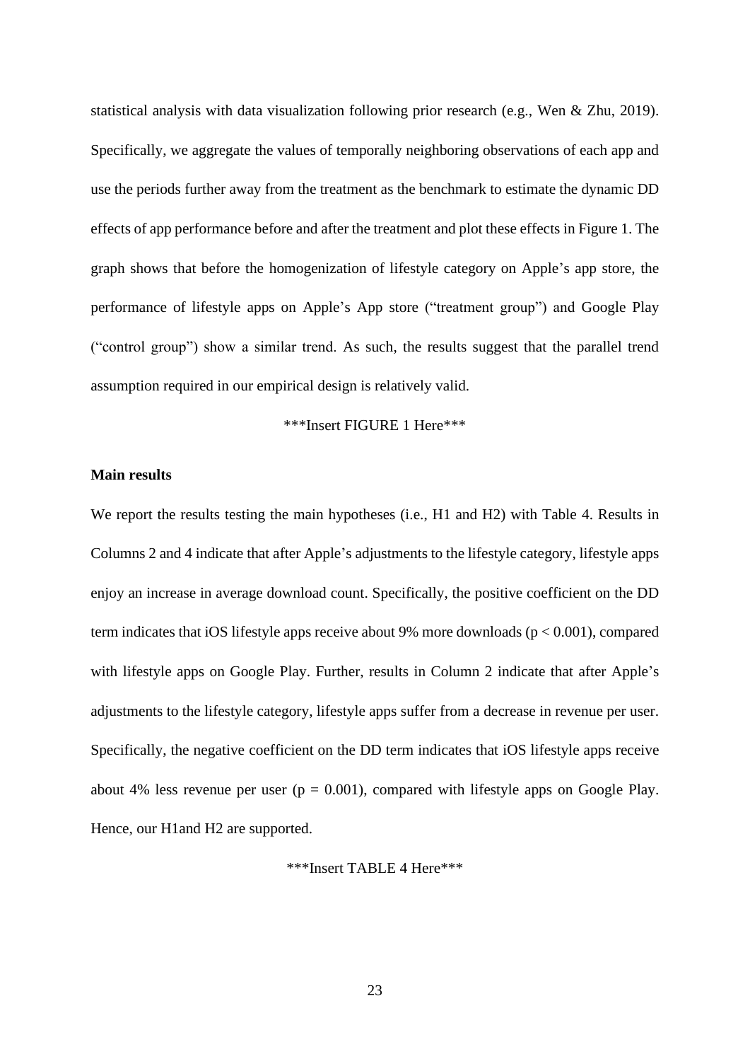statistical analysis with data visualization following prior research (e.g., Wen & Zhu, 2019). Specifically, we aggregate the values of temporally neighboring observations of each app and use the periods further away from the treatment as the benchmark to estimate the dynamic DD effects of app performance before and after the treatment and plot these effects in Figure 1. The graph shows that before the homogenization of lifestyle category on Apple's app store, the performance of lifestyle apps on Apple's App store ("treatment group") and Google Play ("control group") show a similar trend. As such, the results suggest that the parallel trend assumption required in our empirical design is relatively valid.

***Insert FIGURE 1 Here***

**Main results**

We report the results testing the main hypotheses (i.e., H1 and H2) with Table 4. Results in Columns 2 and 4 indicate that after Apple's adjustments to the lifestyle category, lifestyle apps enjoy an increase in average download count. Specifically, the positive coefficient on the DD term indicates that iOS lifestyle apps receive about 9% more downloads ($p < 0.001$), compared with lifestyle apps on Google Play. Further, results in Column 2 indicate that after Apple's adjustments to the lifestyle category, lifestyle apps suffer from a decrease in revenue per user. Specifically, the negative coefficient on the DD term indicates that iOS lifestyle apps receive about 4% less revenue per user ($p = 0.001$), compared with lifestyle apps on Google Play. Hence, our H1and H2 are supported.

***Insert TABLE 4 Here***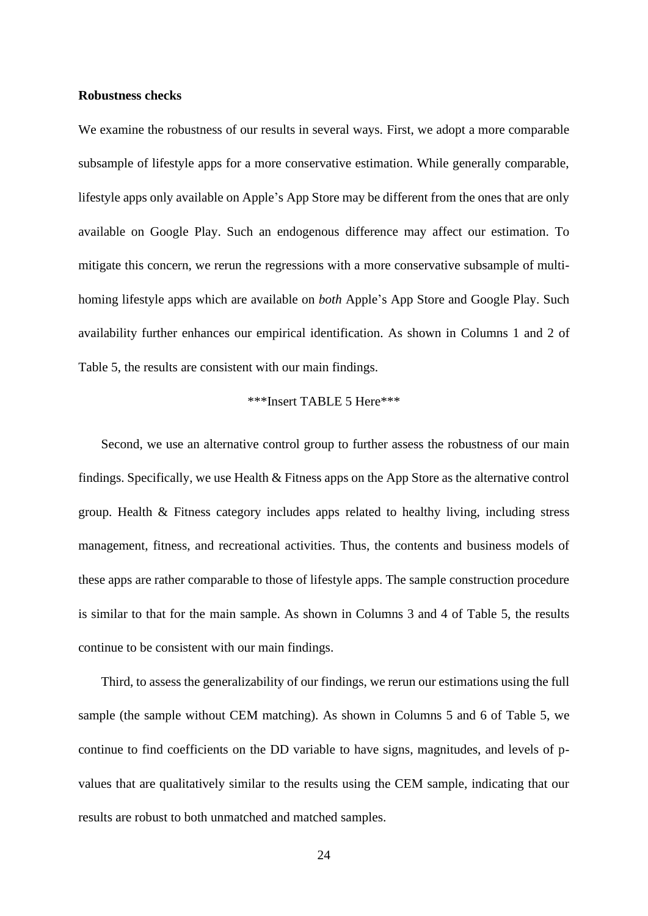**Robustness checks**

We examine the robustness of our results in several ways. First, we adopt a more comparable subsample of lifestyle apps for a more conservative estimation. While generally comparable, lifestyle apps only available on Apple's App Store may be different from the ones that are only available on Google Play. Such an endogenous difference may affect our estimation. To mitigate this concern, we rerun the regressions with a more conservative subsample of multi-homing lifestyle apps which are available on *both* Apple's App Store and Google Play. Such availability further enhances our empirical identification. As shown in Columns 1 and 2 of Table 5, the results are consistent with our main findings.

***Insert TABLE 5 Here***

Second, we use an alternative control group to further assess the robustness of our main findings. Specifically, we use Health & Fitness apps on the App Store as the alternative control group. Health & Fitness category includes apps related to healthy living, including stress management, fitness, and recreational activities. Thus, the contents and business models of these apps are rather comparable to those of lifestyle apps. The sample construction procedure is similar to that for the main sample. As shown in Columns 3 and 4 of Table 5, the results continue to be consistent with our main findings.

Third, to assess the generalizability of our findings, we rerun our estimations using the full sample (the sample without CEM matching). As shown in Columns 5 and 6 of Table 5, we continue to find coefficients on the DD variable to have signs, magnitudes, and levels of p-values that are qualitatively similar to the results using the CEM sample, indicating that our results are robust to both unmatched and matched samples.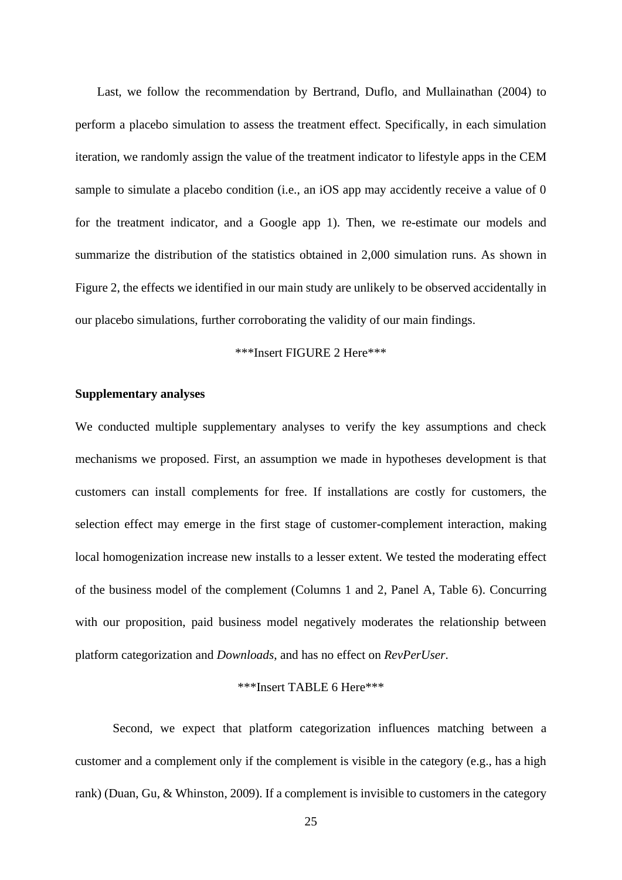Last, we follow the recommendation by Bertrand, Duflo, and Mullainathan (2004) to perform a placebo simulation to assess the treatment effect. Specifically, in each simulation iteration, we randomly assign the value of the treatment indicator to lifestyle apps in the CEM sample to simulate a placebo condition (i.e., an iOS app may accidently receive a value of 0 for the treatment indicator, and a Google app 1). Then, we re-estimate our models and summarize the distribution of the statistics obtained in 2,000 simulation runs. As shown in Figure 2, the effects we identified in our main study are unlikely to be observed accidentally in our placebo simulations, further corroborating the validity of our main findings.

***Insert FIGURE 2 Here***

**Supplementary analyses**

We conducted multiple supplementary analyses to verify the key assumptions and check mechanisms we proposed. First, an assumption we made in hypotheses development is that customers can install complements for free. If installations are costly for customers, the selection effect may emerge in the first stage of customer-complement interaction, making local homogenization increase new installs to a lesser extent. We tested the moderating effect of the business model of the complement (Columns 1 and 2, Panel A, Table 6). Concurring with our proposition, paid business model negatively moderates the relationship between platform categorization and *Downloads*, and has no effect on *RevPerUser*.

***Insert TABLE 6 Here***

Second, we expect that platform categorization influences matching between a customer and a complement only if the complement is visible in the category (e.g., has a high rank) (Duan, Gu, & Whinston, 2009). If a complement is invisible to customers in the category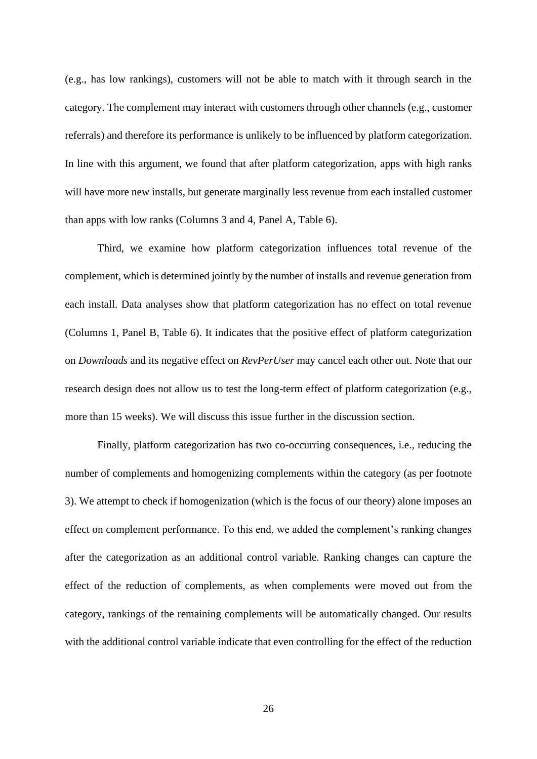(e.g., has low rankings), customers will not be able to match with it through search in the category. The complement may interact with customers through other channels (e.g., customer referrals) and therefore its performance is unlikely to be influenced by platform categorization. In line with this argument, we found that after platform categorization, apps with high ranks will have more new installs, but generate marginally less revenue from each installed customer than apps with low ranks (Columns 3 and 4, Panel A, Table 6).

Third, we examine how platform categorization influences total revenue of the complement, which is determined jointly by the number of installs and revenue generation from each install. Data analyses show that platform categorization has no effect on total revenue (Columns 1, Panel B, Table 6). It indicates that the positive effect of platform categorization on *Downloads* and its negative effect on *RevPerUser* may cancel each other out. Note that our research design does not allow us to test the long-term effect of platform categorization (e.g., more than 15 weeks). We will discuss this issue further in the discussion section.

Finally, platform categorization has two co-occurring consequences, i.e., reducing the number of complements and homogenizing complements within the category (as per footnote 3). We attempt to check if homogenization (which is the focus of our theory) alone imposes an effect on complement performance. To this end, we added the complement's ranking changes after the categorization as an additional control variable. Ranking changes can capture the effect of the reduction of complements, as when complements were moved out from the category, rankings of the remaining complements will be automatically changed. Our results with the additional control variable indicate that even controlling for the effect of the reduction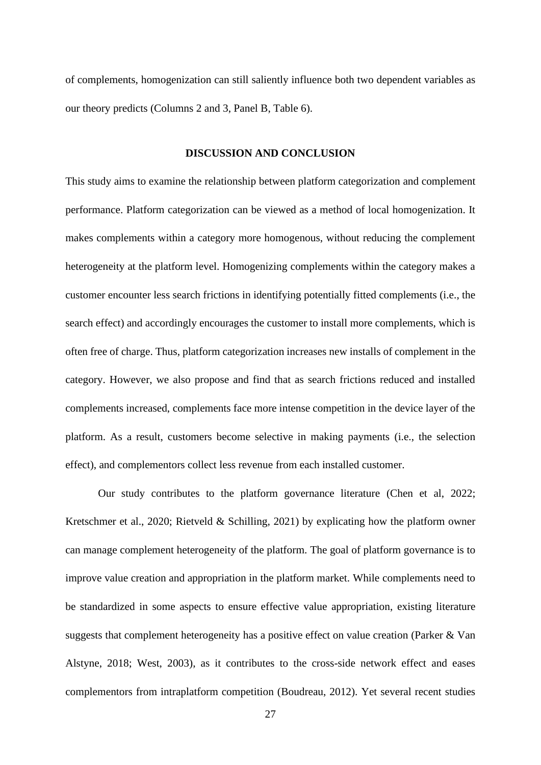of complements, homogenization can still saliently influence both two dependent variables as our theory predicts (Columns 2 and 3, Panel B, Table 6).

## DISCUSSION AND CONCLUSION

This study aims to examine the relationship between platform categorization and complement performance. Platform categorization can be viewed as a method of local homogenization. It makes complements within a category more homogenous, without reducing the complement heterogeneity at the platform level. Homogenizing complements within the category makes a customer encounter less search frictions in identifying potentially fitted complements (i.e., the search effect) and accordingly encourages the customer to install more complements, which is often free of charge. Thus, platform categorization increases new installs of complement in the category. However, we also propose and find that as search frictions reduced and installed complements increased, complements face more intense competition in the device layer of the platform. As a result, customers become selective in making payments (i.e., the selection effect), and complementors collect less revenue from each installed customer.

Our study contributes to the platform governance literature (Chen et al, 2022; Kretschmer et al., 2020; Rietveld & Schilling, 2021) by explicating how the platform owner can manage complement heterogeneity of the platform. The goal of platform governance is to improve value creation and appropriation in the platform market. While complements need to be standardized in some aspects to ensure effective value appropriation, existing literature suggests that complement heterogeneity has a positive effect on value creation (Parker & Van Alstyne, 2018; West, 2003), as it contributes to the cross-side network effect and eases complementors from intraplatform competition (Boudreau, 2012). Yet several recent studies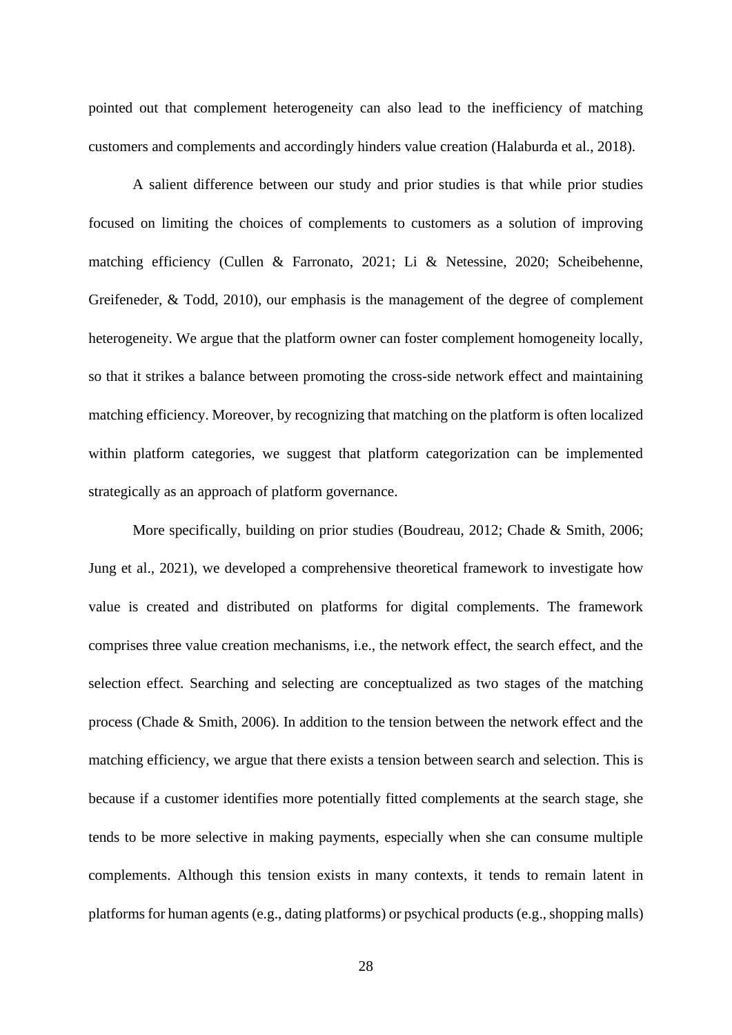pointed out that complement heterogeneity can also lead to the inefficiency of matching customers and complements and accordingly hinders value creation (Halaburda et al., 2018).

A salient difference between our study and prior studies is that while prior studies focused on limiting the choices of complements to customers as a solution of improving matching efficiency (Cullen & Farronato, 2021; Li & Netessine, 2020; Scheibehenne, Greifeneder, & Todd, 2010), our emphasis is the management of the degree of complement heterogeneity. We argue that the platform owner can foster complement homogeneity locally, so that it strikes a balance between promoting the cross-side network effect and maintaining matching efficiency. Moreover, by recognizing that matching on the platform is often localized within platform categories, we suggest that platform categorization can be implemented strategically as an approach of platform governance.

More specifically, building on prior studies (Boudreau, 2012; Chade & Smith, 2006; Jung et al., 2021), we developed a comprehensive theoretical framework to investigate how value is created and distributed on platforms for digital complements. The framework comprises three value creation mechanisms, i.e., the network effect, the search effect, and the selection effect. Searching and selecting are conceptualized as two stages of the matching process (Chade & Smith, 2006). In addition to the tension between the network effect and the matching efficiency, we argue that there exists a tension between search and selection. This is because if a customer identifies more potentially fitted complements at the search stage, she tends to be more selective in making payments, especially when she can consume multiple complements. Although this tension exists in many contexts, it tends to remain latent in platforms for human agents (e.g., dating platforms) or psychical products (e.g., shopping malls)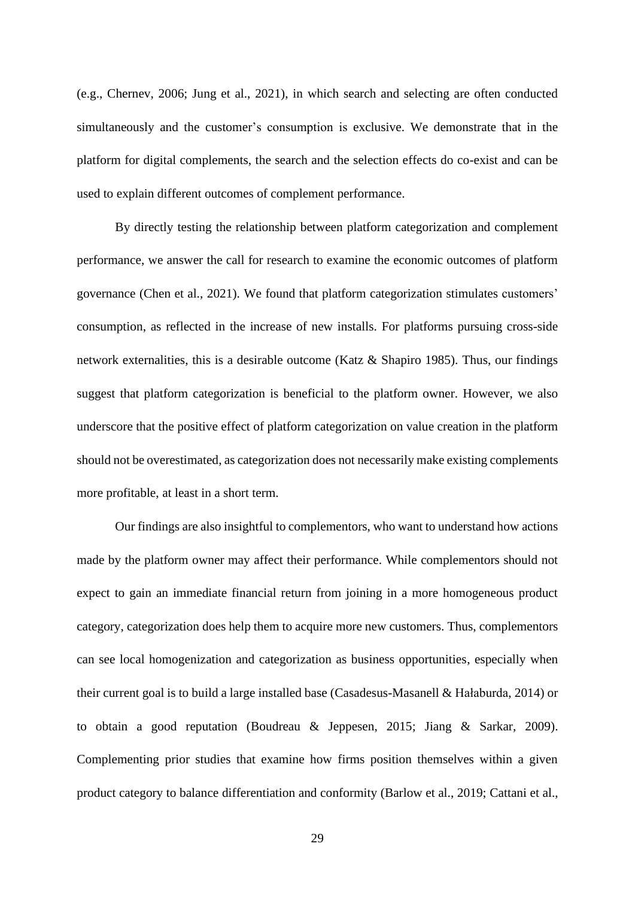(e.g., Chernev, 2006; Jung et al., 2021), in which search and selecting are often conducted simultaneously and the customer's consumption is exclusive. We demonstrate that in the platform for digital complements, the search and the selection effects do co-exist and can be used to explain different outcomes of complement performance.

By directly testing the relationship between platform categorization and complement performance, we answer the call for research to examine the economic outcomes of platform governance (Chen et al., 2021). We found that platform categorization stimulates customers' consumption, as reflected in the increase of new installs. For platforms pursuing cross-side network externalities, this is a desirable outcome (Katz & Shapiro 1985). Thus, our findings suggest that platform categorization is beneficial to the platform owner. However, we also underscore that the positive effect of platform categorization on value creation in the platform should not be overestimated, as categorization does not necessarily make existing complements more profitable, at least in a short term.

Our findings are also insightful to complementors, who want to understand how actions made by the platform owner may affect their performance. While complementors should not expect to gain an immediate financial return from joining in a more homogeneous product category, categorization does help them to acquire more new customers. Thus, complementors can see local homogenization and categorization as business opportunities, especially when their current goal is to build a large installed base (Casadesus-Masanell & Hałaburda, 2014) or to obtain a good reputation (Boudreau & Jeppesen, 2015; Jiang & Sarkar, 2009). Complementing prior studies that examine how firms position themselves within a given product category to balance differentiation and conformity (Barlow et al., 2019; Cattani et al.,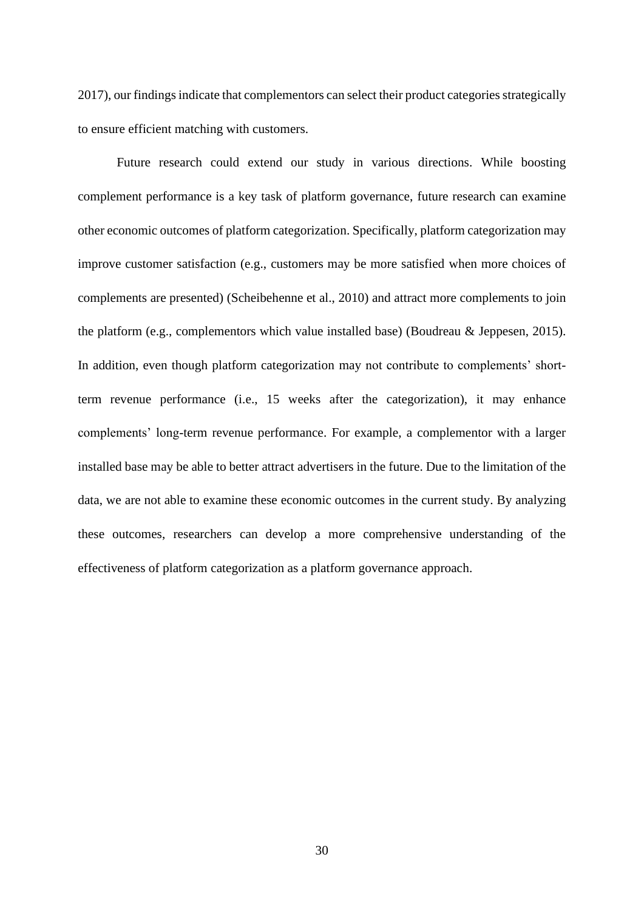2017), our findings indicate that complementors can select their product categories strategically to ensure efficient matching with customers.

Future research could extend our study in various directions. While boosting complement performance is a key task of platform governance, future research can examine other economic outcomes of platform categorization. Specifically, platform categorization may improve customer satisfaction (e.g., customers may be more satisfied when more choices of complements are presented) (Scheibehenne et al., 2010) and attract more complements to join the platform (e.g., complementors which value installed base) (Boudreau & Jeppesen, 2015). In addition, even though platform categorization may not contribute to complements' short-term revenue performance (i.e., 15 weeks after the categorization), it may enhance complements' long-term revenue performance. For example, a complementor with a larger installed base may be able to better attract advertisers in the future. Due to the limitation of the data, we are not able to examine these economic outcomes in the current study. By analyzing these outcomes, researchers can develop a more comprehensive understanding of the effectiveness of platform categorization as a platform governance approach.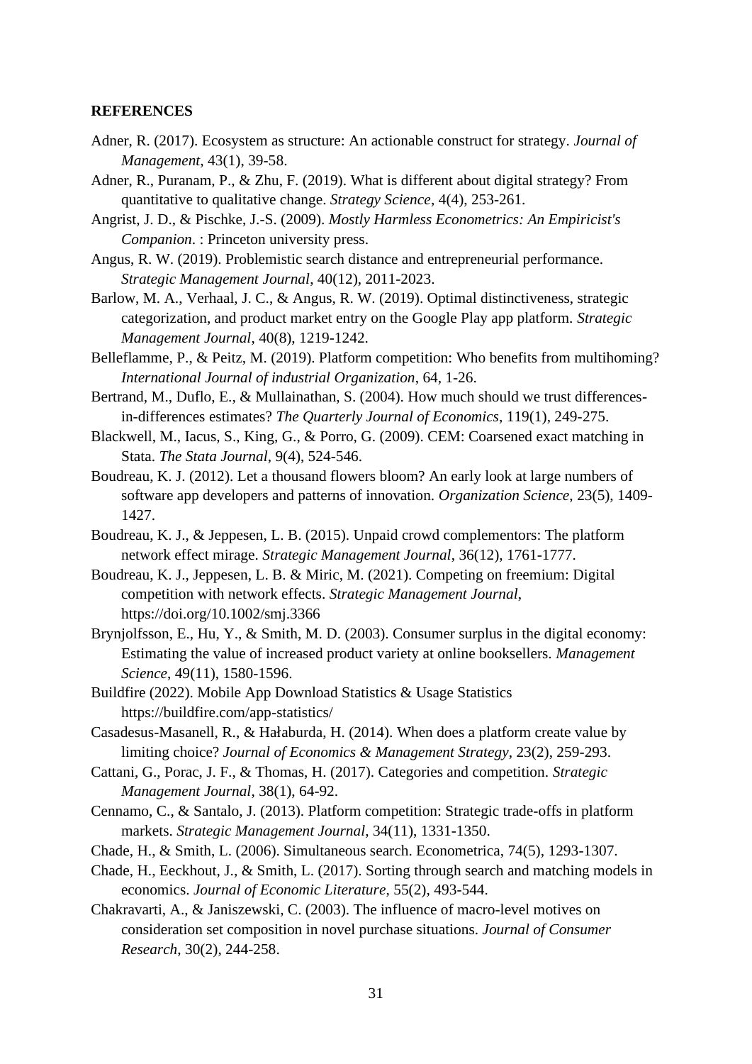**REFERENCES**

Adner, R. (2017). Ecosystem as structure: An actionable construct for strategy. *Journal of Management*, 43(1), 39-58.

Adner, R., Puranam, P., & Zhu, F. (2019). What is different about digital strategy? From quantitative to qualitative change. *Strategy Science*, 4(4), 253-261.

Angrist, J. D., & Pischke, J.-S. (2009). *Mostly Harmless Econometrics: An Empiricist's Companion*. : Princeton university press.

Angus, R. W. (2019). Problemistic search distance and entrepreneurial performance. *Strategic Management Journal*, 40(12), 2011-2023.

Barlow, M. A., Verhaal, J. C., & Angus, R. W. (2019). Optimal distinctiveness, strategic categorization, and product market entry on the Google Play app platform. *Strategic Management Journal*, 40(8), 1219-1242.

Belleflamme, P., & Peitz, M. (2019). Platform competition: Who benefits from multihoming? *International Journal of industrial Organization*, 64, 1-26.

Bertrand, M., Duflo, E., & Mullainathan, S. (2004). How much should we trust differences-in-differences estimates? *The Quarterly Journal of Economics*, 119(1), 249-275.

Blackwell, M., Iacus, S., King, G., & Porro, G. (2009). CEM: Coarsened exact matching in Stata. *The Stata Journal*, 9(4), 524-546.

Boudreau, K. J. (2012). Let a thousand flowers bloom? An early look at large numbers of software app developers and patterns of innovation. *Organization Science*, 23(5), 1409-1427.

Boudreau, K. J., & Jeppesen, L. B. (2015). Unpaid crowd complementors: The platform network effect mirage. *Strategic Management Journal*, 36(12), 1761-1777.

Boudreau, K. J., Jeppesen, L. B. & Miric, M. (2021). Competing on freemium: Digital competition with network effects. *Strategic Management Journal*, https://doi.org/10.1002/smj.3366

Brynjolfsson, E., Hu, Y., & Smith, M. D. (2003). Consumer surplus in the digital economy: Estimating the value of increased product variety at online booksellers. *Management Science*, 49(11), 1580-1596.

Buildfire (2022). Mobile App Download Statistics & Usage Statistics https://buildfire.com/app-statistics/

Casadesus-Masanell, R., & Hałaburda, H. (2014). When does a platform create value by limiting choice? *Journal of Economics & Management Strategy*, 23(2), 259-293.

Cattani, G., Porac, J. F., & Thomas, H. (2017). Categories and competition. *Strategic Management Journal*, 38(1), 64-92.

Cennamo, C., & Santalo, J. (2013). Platform competition: Strategic trade-offs in platform markets. *Strategic Management Journal*, 34(11), 1331-1350.

Chade, H., & Smith, L. (2006). Simultaneous search. Econometrica, 74(5), 1293-1307.

Chade, H., Eeckhout, J., & Smith, L. (2017). Sorting through search and matching models in economics. *Journal of Economic Literature*, 55(2), 493-544.

Chakravarti, A., & Janiszewski, C. (2003). The influence of macro-level motives on consideration set composition in novel purchase situations. *Journal of Consumer Research*, 30(2), 244-258.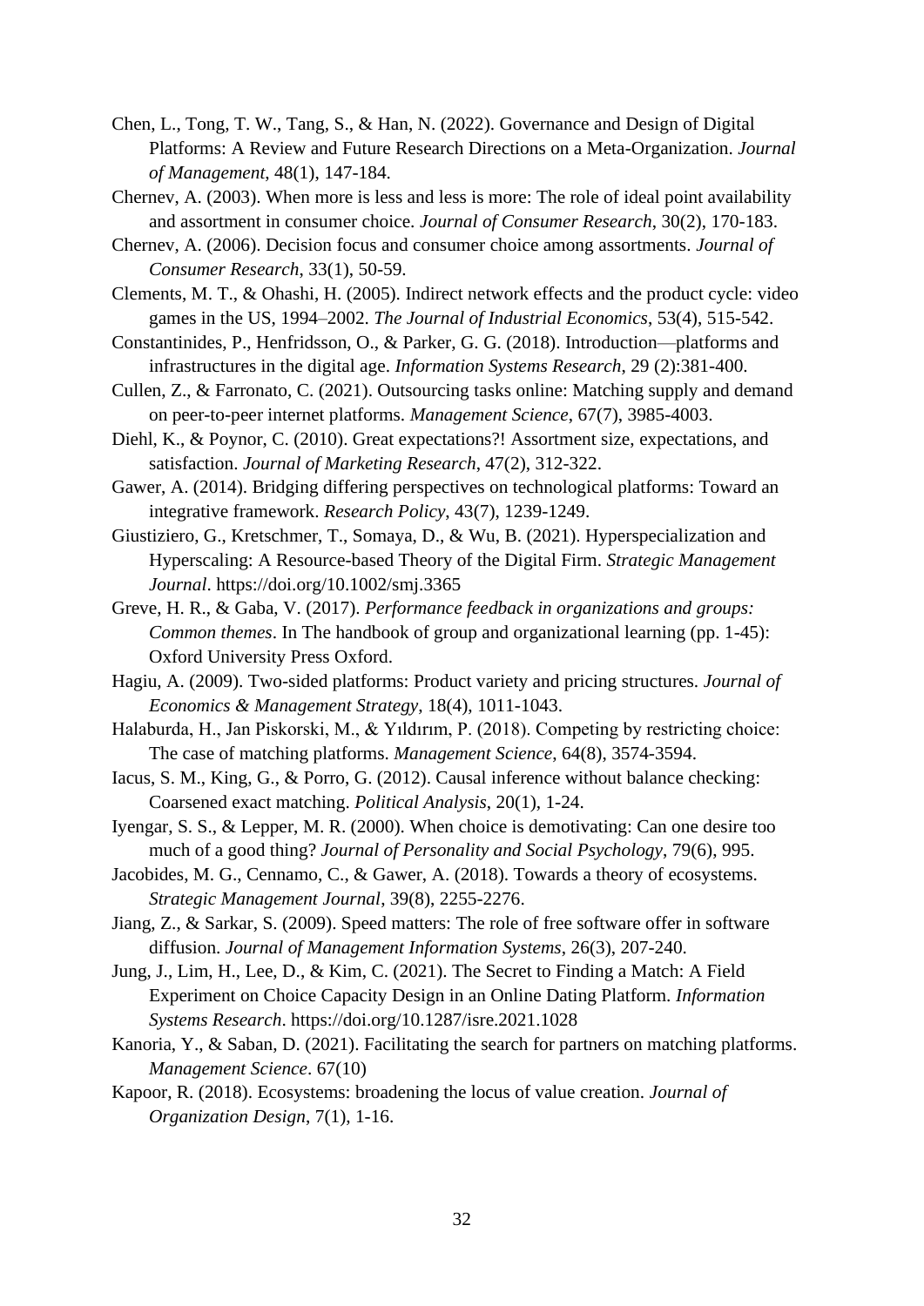Chen, L., Tong, T. W., Tang, S., & Han, N. (2022). Governance and Design of Digital Platforms: A Review and Future Research Directions on a Meta-Organization. *Journal of Management*, 48(1), 147-184.

Chernev, A. (2003). When more is less and less is more: The role of ideal point availability and assortment in consumer choice. *Journal of Consumer Research*, 30(2), 170-183.

Chernev, A. (2006). Decision focus and consumer choice among assortments. *Journal of Consumer Research*, 33(1), 50-59.

Clements, M. T., & Ohashi, H. (2005). Indirect network effects and the product cycle: video games in the US, 1994–2002. *The Journal of Industrial Economics*, 53(4), 515-542.

Constantinides, P., Henfridsson, O., & Parker, G. G. (2018). Introduction—platforms and infrastructures in the digital age. *Information Systems Research*, 29 (2):381-400.

Cullen, Z., & Farronato, C. (2021). Outsourcing tasks online: Matching supply and demand on peer-to-peer internet platforms. *Management Science*, 67(7), 3985-4003.

Diehl, K., & Poynor, C. (2010). Great expectations?! Assortment size, expectations, and satisfaction. *Journal of Marketing Research*, 47(2), 312-322.

Gawer, A. (2014). Bridging differing perspectives on technological platforms: Toward an integrative framework. *Research Policy*, 43(7), 1239-1249.

Giustiziero, G., Kretschmer, T., Somaya, D., & Wu, B. (2021). Hyperspecialization and Hyperscaling: A Resource-based Theory of the Digital Firm. *Strategic Management Journal*. https://doi.org/10.1002/smj.3365

Greve, H. R., & Gaba, V. (2017). *Performance feedback in organizations and groups: Common themes*. In The handbook of group and organizational learning (pp. 1-45): Oxford University Press Oxford.

Hagiu, A. (2009). Two-sided platforms: Product variety and pricing structures. *Journal of Economics & Management Strategy*, 18(4), 1011-1043.

Halaburda, H., Jan Piskorski, M., & Yıldırım, P. (2018). Competing by restricting choice: The case of matching platforms. *Management Science*, 64(8), 3574-3594.

Iacus, S. M., King, G., & Porro, G. (2012). Causal inference without balance checking: Coarsened exact matching. *Political Analysis*, 20(1), 1-24.

Iyengar, S. S., & Lepper, M. R. (2000). When choice is demotivating: Can one desire too much of a good thing? *Journal of Personality and Social Psychology*, 79(6), 995.

Jacobides, M. G., Cennamo, C., & Gawer, A. (2018). Towards a theory of ecosystems. *Strategic Management Journal*, 39(8), 2255-2276.

Jiang, Z., & Sarkar, S. (2009). Speed matters: The role of free software offer in software diffusion. *Journal of Management Information Systems*, 26(3), 207-240.

Jung, J., Lim, H., Lee, D., & Kim, C. (2021). The Secret to Finding a Match: A Field Experiment on Choice Capacity Design in an Online Dating Platform. *Information Systems Research*. https://doi.org/10.1287/isre.2021.1028

Kanoria, Y., & Saban, D. (2021). Facilitating the search for partners on matching platforms. *Management Science*. 67(10)

Kapoor, R. (2018). Ecosystems: broadening the locus of value creation. *Journal of Organization Design*, 7(1), 1-16.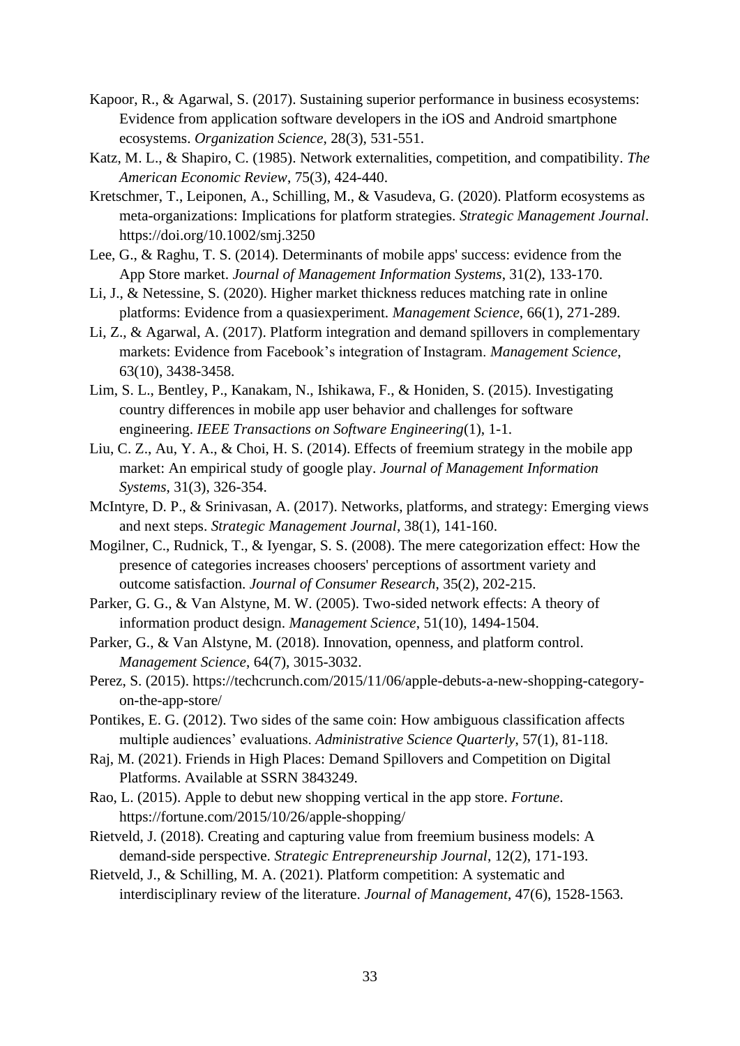Kapoor, R., & Agarwal, S. (2017). Sustaining superior performance in business ecosystems: Evidence from application software developers in the iOS and Android smartphone ecosystems. *Organization Science*, 28(3), 531-551.

Katz, M. L., & Shapiro, C. (1985). Network externalities, competition, and compatibility. *The American Economic Review*, 75(3), 424-440.

Kretschmer, T., Leiponen, A., Schilling, M., & Vasudeva, G. (2020). Platform ecosystems as meta-organizations: Implications for platform strategies. *Strategic Management Journal*. https://doi.org/10.1002/smj.3250

Lee, G., & Raghu, T. S. (2014). Determinants of mobile apps' success: evidence from the App Store market. *Journal of Management Information Systems*, 31(2), 133-170.

Li, J., & Netessine, S. (2020). Higher market thickness reduces matching rate in online platforms: Evidence from a quasiexperiment. *Management Science*, 66(1), 271-289.

Li, Z., & Agarwal, A. (2017). Platform integration and demand spillovers in complementary markets: Evidence from Facebook's integration of Instagram. *Management Science*, 63(10), 3438-3458.

Lim, S. L., Bentley, P., Kanakam, N., Ishikawa, F., & Honiden, S. (2015). Investigating country differences in mobile app user behavior and challenges for software engineering. *IEEE Transactions on Software Engineering*(1), 1-1.

Liu, C. Z., Au, Y. A., & Choi, H. S. (2014). Effects of freemium strategy in the mobile app market: An empirical study of google play. *Journal of Management Information Systems*, 31(3), 326-354.

McIntyre, D. P., & Srinivasan, A. (2017). Networks, platforms, and strategy: Emerging views and next steps. *Strategic Management Journal*, 38(1), 141-160.

Mogilner, C., Rudnick, T., & Iyengar, S. S. (2008). The mere categorization effect: How the presence of categories increases choosers' perceptions of assortment variety and outcome satisfaction. *Journal of Consumer Research*, 35(2), 202-215.

Parker, G. G., & Van Alstyne, M. W. (2005). Two-sided network effects: A theory of information product design. *Management Science*, 51(10), 1494-1504.

Parker, G., & Van Alstyne, M. (2018). Innovation, openness, and platform control. *Management Science*, 64(7), 3015-3032.

Perez, S. (2015). https://techcrunch.com/2015/11/06/apple-debuts-a-new-shopping-category-on-the-app-store/

Pontikes, E. G. (2012). Two sides of the same coin: How ambiguous classification affects multiple audiences' evaluations. *Administrative Science Quarterly*, 57(1), 81-118.

Raj, M. (2021). Friends in High Places: Demand Spillovers and Competition on Digital Platforms. Available at SSRN 3843249.

Rao, L. (2015). Apple to debut new shopping vertical in the app store. *Fortune*. https://fortune.com/2015/10/26/apple-shopping/

Rietveld, J. (2018). Creating and capturing value from freemium business models: A demand-side perspective. *Strategic Entrepreneurship Journal*, 12(2), 171-193.

Rietveld, J., & Schilling, M. A. (2021). Platform competition: A systematic and interdisciplinary review of the literature. *Journal of Management*, 47(6), 1528-1563.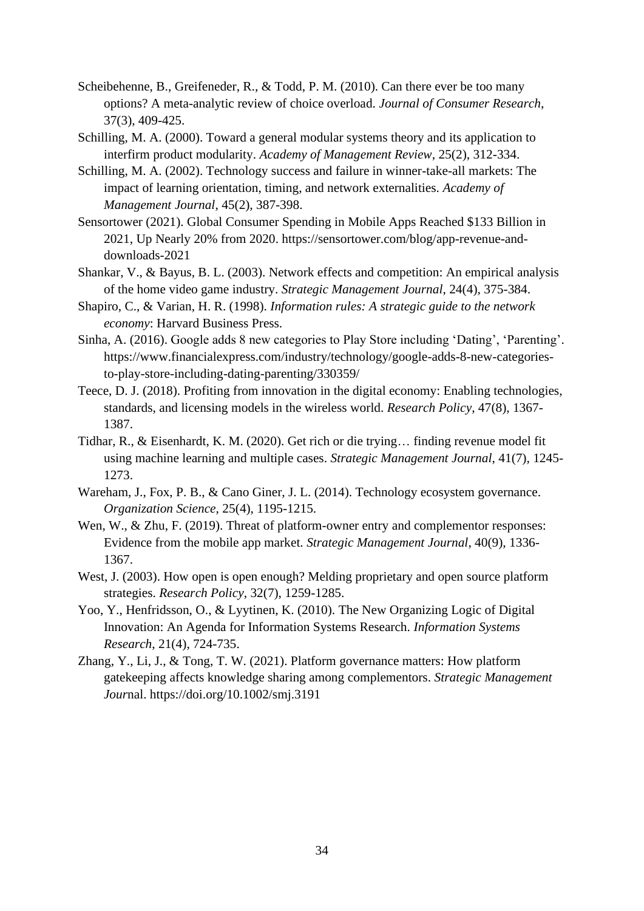Scheibehenne, B., Greifeneder, R., & Todd, P. M. (2010). Can there ever be too many options? A meta-analytic review of choice overload. *Journal of Consumer Research*, 37(3), 409-425.

Schilling, M. A. (2000). Toward a general modular systems theory and its application to interfirm product modularity. *Academy of Management Review*, 25(2), 312-334.

Schilling, M. A. (2002). Technology success and failure in winner-take-all markets: The impact of learning orientation, timing, and network externalities. *Academy of Management Journal*, 45(2), 387-398.

Sensortower (2021). Global Consumer Spending in Mobile Apps Reached $133 Billion in 2021, Up Nearly 20% from 2020. https://sensortower.com/blog/app-revenue-and-downloads-2021

Shankar, V., & Bayus, B. L. (2003). Network effects and competition: An empirical analysis of the home video game industry. *Strategic Management Journal*, 24(4), 375-384.

Shapiro, C., & Varian, H. R. (1998). *Information rules: A strategic guide to the network economy*: Harvard Business Press.

Sinha, A. (2016). Google adds 8 new categories to Play Store including 'Dating', 'Parenting'. https://www.financialexpress.com/industry/technology/google-adds-8-new-categories-to-play-store-including-dating-parenting/330359/

Teece, D. J. (2018). Profiting from innovation in the digital economy: Enabling technologies, standards, and licensing models in the wireless world. *Research Policy*, 47(8), 1367-1387.

Tidhar, R., & Eisenhardt, K. M. (2020). Get rich or die trying… finding revenue model fit using machine learning and multiple cases. *Strategic Management Journal*, 41(7), 1245-1273.

Wareham, J., Fox, P. B., & Cano Giner, J. L. (2014). Technology ecosystem governance. *Organization Science*, 25(4), 1195-1215.

Wen, W., & Zhu, F. (2019). Threat of platform-owner entry and complementor responses: Evidence from the mobile app market. *Strategic Management Journal*, 40(9), 1336-1367.

West, J. (2003). How open is open enough? Melding proprietary and open source platform strategies. *Research Policy*, 32(7), 1259-1285.

Yoo, Y., Henfridsson, O., & Lyytinen, K. (2010). The New Organizing Logic of Digital Innovation: An Agenda for Information Systems Research. *Information Systems Research*, 21(4), 724-735.

Zhang, Y., Li, J., & Tong, T. W. (2021). Platform governance matters: How platform gatekeeping affects knowledge sharing among complementors. *Strategic Management Jour*nal. https://doi.org/10.1002/smj.3191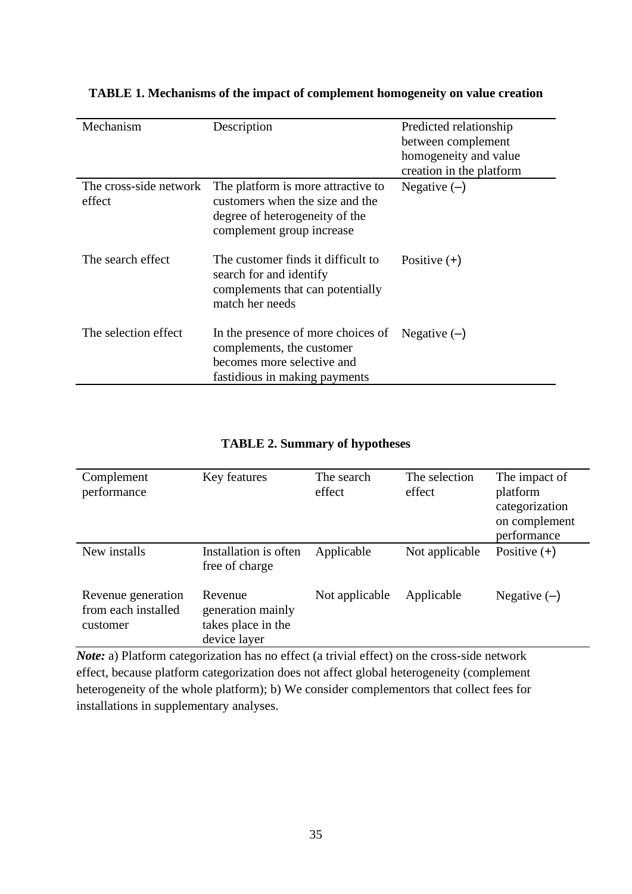**TABLE 1. Mechanisms of the impact of complement homogeneity on value creation**

| Mechanism | Description | Predicted relationship between complement homogeneity and value creation in the platform |
|---|---|---|
| The cross-side network effect | The platform is more attractive to customers when the size and the degree of heterogeneity of the complement group increase | Negative (–) |
| The search effect | The customer finds it difficult to search for and identify complements that can potentially match her needs | Positive (+) |
| The selection effect | In the presence of more choices of complements, the customer becomes more selective and fastidious in making payments | Negative (–) |

**TABLE 2. Summary of hypotheses**

| Complement performance | Key features | The search effect | The selection effect | The impact of platform categorization on complement performance |
|---|---|---|---|---|
| New installs | Installation is often free of charge | Applicable | Not applicable | Positive (+) |
| Revenue generation from each installed customer | Revenue generation mainly takes place in the device layer | Not applicable | Applicable | Negative (–) |

***Note:*** a) Platform categorization has no effect (a trivial effect) on the cross-side network effect, because platform categorization does not affect global heterogeneity (complement heterogeneity of the whole platform); b) We consider complementors that collect fees for installations in supplementary analyses.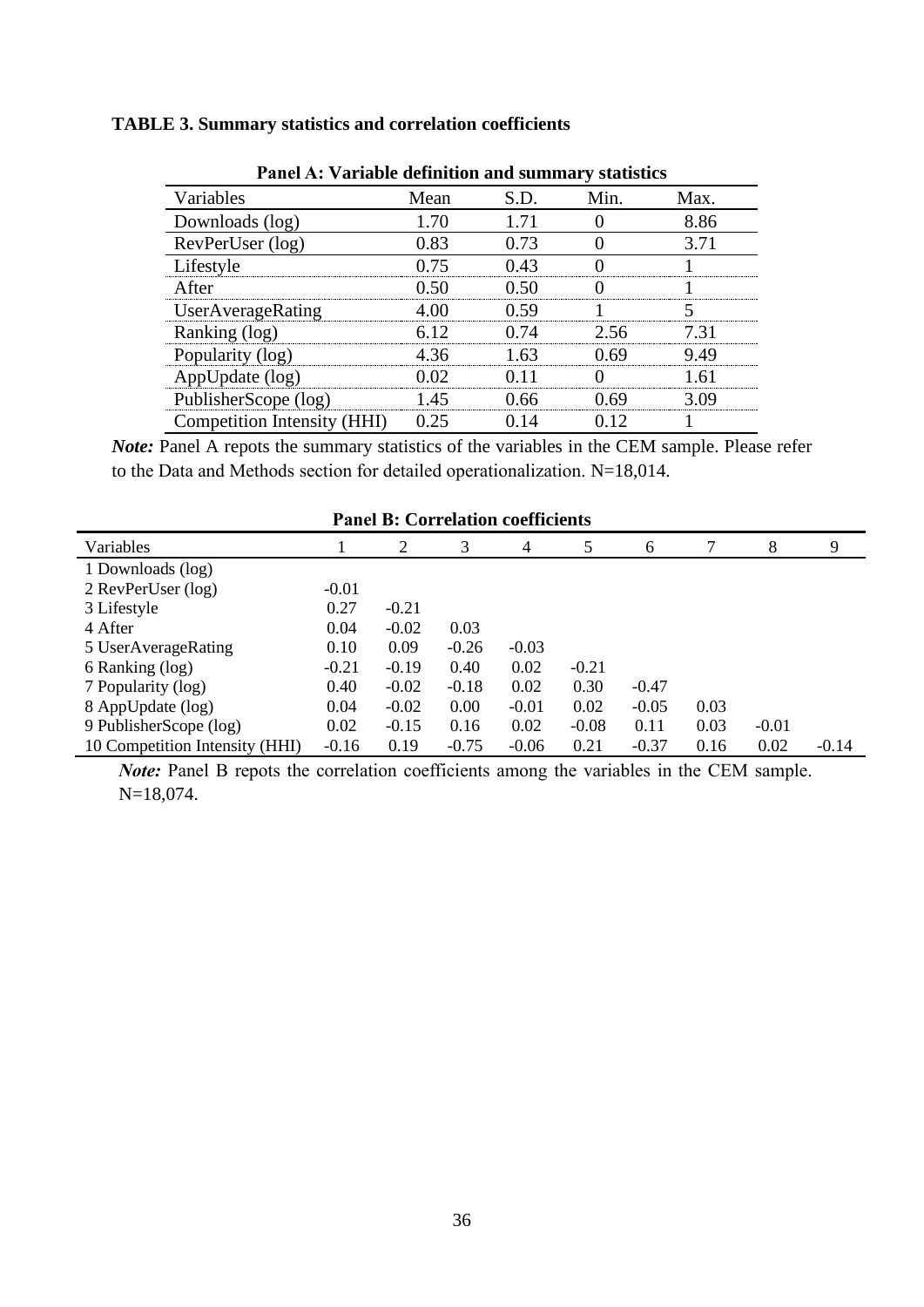**TABLE 3. Summary statistics and correlation coefficients**

**Panel A: Variable definition and summary statistics**

| Variables | Mean | S.D. | Min. | Max. |
|---|---|---|---|---|
| Downloads (log) | 1.70 | 1.71 | 0 | 8.86 |
| RevPerUser (log) | 0.83 | 0.73 | 0 | 3.71 |
| Lifestyle | 0.75 | 0.43 | 0 | 1 |
| After | 0.50 | 0.50 | 0 | 1 |
| UserAverageRating | 4.00 | 0.59 | 1 | 5 |
| Ranking (log) | 6.12 | 0.74 | 2.56 | 7.31 |
| Popularity (log) | 4.36 | 1.63 | 0.69 | 9.49 |
| AppUpdate (log) | 0.02 | 0.11 | 0 | 1.61 |
| PublisherScope (log) | 1.45 | 0.66 | 0.69 | 3.09 |
| Competition Intensity (HHI) | 0.25 | 0.14 | 0.12 | 1 |

***Note:*** Panel A repots the summary statistics of the variables in the CEM sample. Please refer to the Data and Methods section for detailed operationalization. N=18,014.

**Panel B: Correlation coefficients**

| Variables | 1 | 2 | 3 | 4 | 5 | 6 | 7 | 8 | 9 |
|---|---|---|---|---|---|---|---|---|---|
| 1 Downloads (log) | | | | | | | | | |
| 2 RevPerUser (log) | -0.01 | | | | | | | | |
| 3 Lifestyle | 0.27 | -0.21 | | | | | | | |
| 4 After | 0.04 | -0.02 | 0.03 | | | | | | |
| 5 UserAverageRating | 0.10 | 0.09 | -0.26 | -0.03 | | | | | |
| 6 Ranking (log) | -0.21 | -0.19 | 0.40 | 0.02 | -0.21 | | | | |
| 7 Popularity (log) | 0.40 | -0.02 | -0.18 | 0.02 | 0.30 | -0.47 | | | |
| 8 AppUpdate (log) | 0.04 | -0.02 | 0.00 | -0.01 | 0.02 | -0.05 | 0.03 | | |
| 9 PublisherScope (log) | 0.02 | -0.15 | 0.16 | 0.02 | -0.08 | 0.11 | 0.03 | -0.01 | |
| 10 Competition Intensity (HHI) | -0.16 | 0.19 | -0.75 | -0.06 | 0.21 | -0.37 | 0.16 | 0.02 | -0.14 |

***Note:*** Panel B repots the correlation coefficients among the variables in the CEM sample. N=18,074.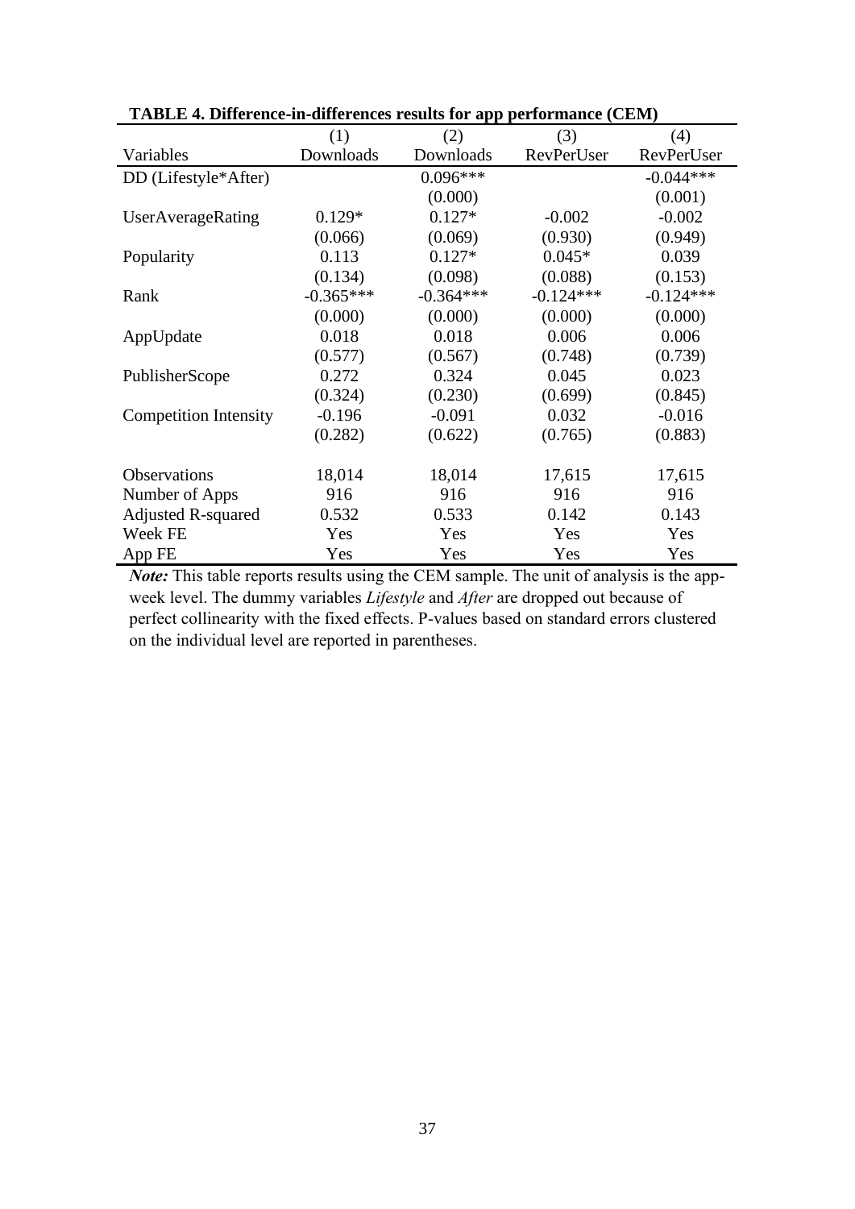**TABLE 4. Difference-in-differences results for app performance (CEM)**

| Variables | (1) Downloads | (2) Downloads | (3) RevPerUser | (4) RevPerUser |
|---|---|---|---|---|
| DD (Lifestyle*After) | | 0.096*** | | -0.044*** |
| | | (0.000) | | (0.001) |
| UserAverageRating | 0.129* | 0.127* | -0.002 | -0.002 |
| | (0.066) | (0.069) | (0.930) | (0.949) |
| Popularity | 0.113 | 0.127* | 0.045* | 0.039 |
| | (0.134) | (0.098) | (0.088) | (0.153) |
| Rank | -0.365*** | -0.364*** | -0.124*** | -0.124*** |
| | (0.000) | (0.000) | (0.000) | (0.000) |
| AppUpdate | 0.018 | 0.018 | 0.006 | 0.006 |
| | (0.577) | (0.567) | (0.748) | (0.739) |
| PublisherScope | 0.272 | 0.324 | 0.045 | 0.023 |
| | (0.324) | (0.230) | (0.699) | (0.845) |
| Competition Intensity | -0.196 | -0.091 | 0.032 | -0.016 |
| | (0.282) | (0.622) | (0.765) | (0.883) |
| Observations | 18,014 | 18,014 | 17,615 | 17,615 |
| Number of Apps | 916 | 916 | 916 | 916 |
| Adjusted R-squared | 0.532 | 0.533 | 0.142 | 0.143 |
| Week FE | Yes | Yes | Yes | Yes |
| App FE | Yes | Yes | Yes | Yes |

***Note:*** This table reports results using the CEM sample. The unit of analysis is the app-week level. The dummy variables *Lifestyle* and *After* are dropped out because of perfect collinearity with the fixed effects. P-values based on standard errors clustered on the individual level are reported in parentheses.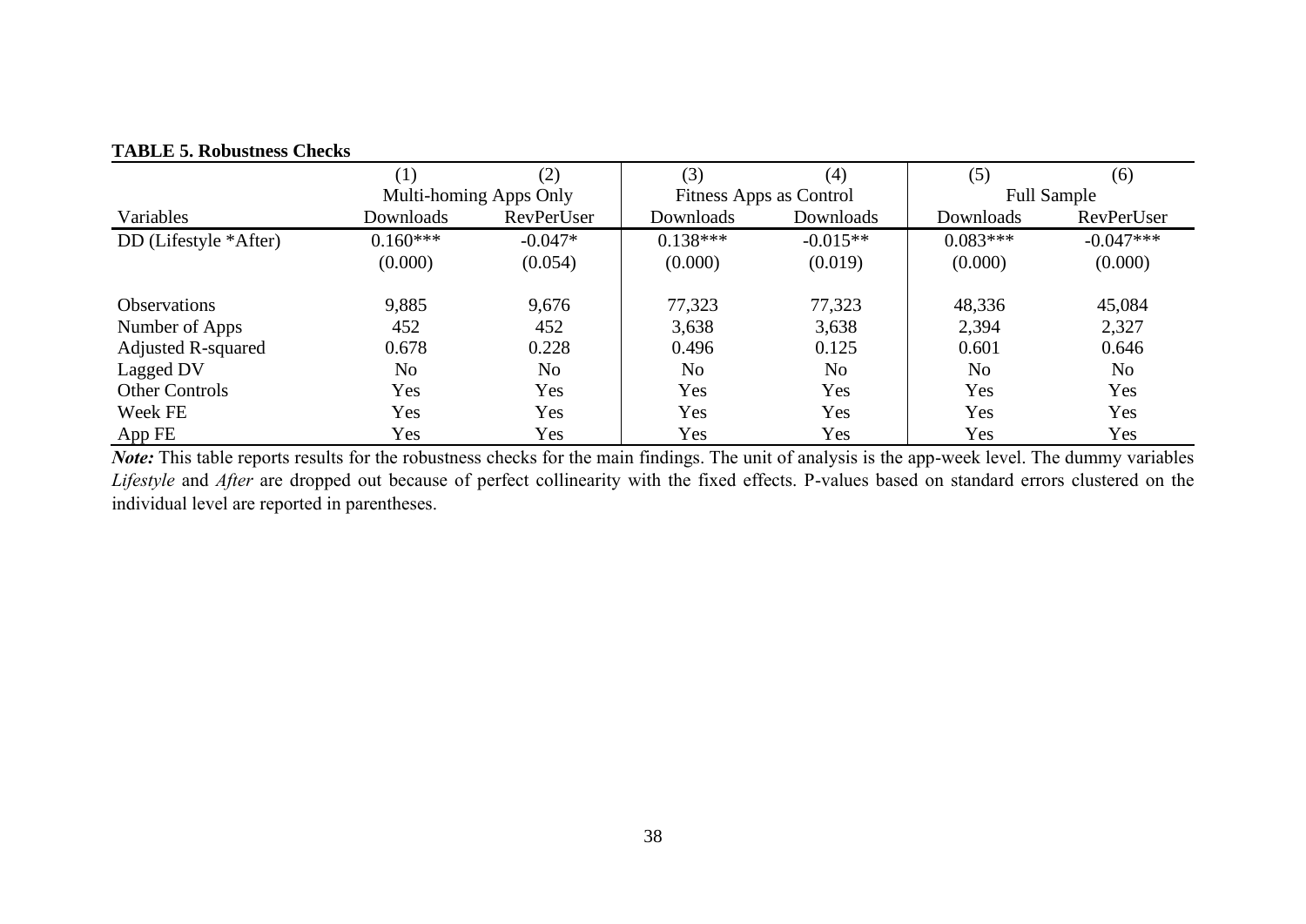**TABLE 5. Robustness Checks**

| | (1) | (2) | (3) | (4) | (5) | (6) |
|---|---|---|---|---|---|---|
| | Multi-homing Apps Only | | Fitness Apps as Control | | Full Sample | |
| Variables | Downloads | RevPerUser | Downloads | Downloads | Downloads | RevPerUser |
| DD (Lifestyle *After) | 0.160*** | -0.047* | 0.138*** | -0.015** | 0.083*** | -0.047*** |
| | (0.000) | (0.054) | (0.000) | (0.019) | (0.000) | (0.000) |
| Observations | 9,885 | 9,676 | 77,323 | 77,323 | 48,336 | 45,084 |
| Number of Apps | 452 | 452 | 3,638 | 3,638 | 2,394 | 2,327 |
| Adjusted R-squared | 0.678 | 0.228 | 0.496 | 0.125 | 0.601 | 0.646 |
| Lagged DV | No | No | No | No | No | No |
| Other Controls | Yes | Yes | Yes | Yes | Yes | Yes |
| Week FE | Yes | Yes | Yes | Yes | Yes | Yes |
| App FE | Yes | Yes | Yes | Yes | Yes | Yes |

***Note:*** This table reports results for the robustness checks for the main findings. The unit of analysis is the app-week level. The dummy variables *Lifestyle* and *After* are dropped out because of perfect collinearity with the fixed effects. P-values based on standard errors clustered on the individual level are reported in parentheses.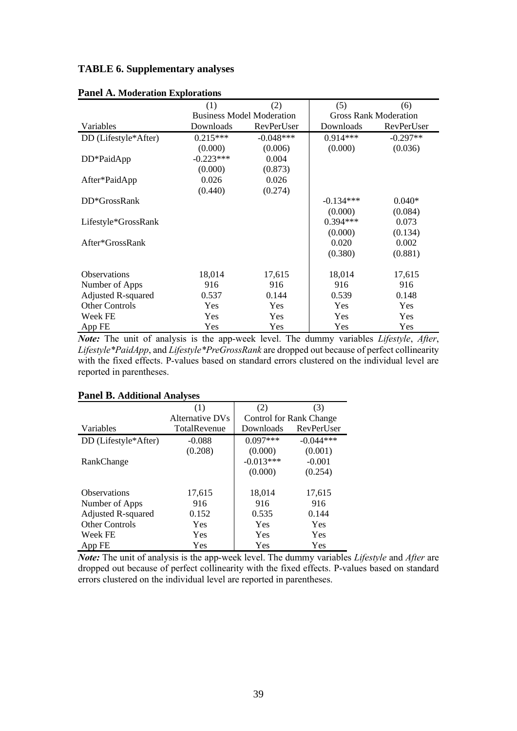**TABLE 6. Supplementary analyses**

**Panel A. Moderation Explorations**

| | (1) | (2) | (5) | (6) |
|---|---|---|---|---|
| | Business Model Moderation | | Gross Rank Moderation | |
| Variables | Downloads | RevPerUser | Downloads | RevPerUser |
| DD (Lifestyle*After) | 0.215*** | -0.048*** | 0.914*** | -0.297** |
| | (0.000) | (0.006) | (0.000) | (0.036) |
| DD*PaidApp | -0.223*** | 0.004 | | |
| | (0.000) | (0.873) | | |
| After*PaidApp | 0.026 | 0.026 | | |
| | (0.440) | (0.274) | | |
| DD*GrossRank | | | -0.134*** | 0.040* |
| | | | (0.000) | (0.084) |
| Lifestyle*GrossRank | | | 0.394*** | 0.073 |
| | | | (0.000) | (0.134) |
| After*GrossRank | | | 0.020 | 0.002 |
| | | | (0.380) | (0.881) |
| Observations | 18,014 | 17,615 | 18,014 | 17,615 |
| Number of Apps | 916 | 916 | 916 | 916 |
| Adjusted R-squared | 0.537 | 0.144 | 0.539 | 0.148 |
| Other Controls | Yes | Yes | Yes | Yes |
| Week FE | Yes | Yes | Yes | Yes |
| App FE | Yes | Yes | Yes | Yes |

***Note:*** The unit of analysis is the app-week level. The dummy variables *Lifestyle*, *After*, *Lifestyle*PaidApp*, and *Lifestyle*PreGrossRank* are dropped out because of perfect collinearity with the fixed effects. P-values based on standard errors clustered on the individual level are reported in parentheses.

**Panel B. Additional Analyses**

| | (1) | (2) | (3) |
|---|---|---|---|
| | Alternative DVs | Control for Rank Change | |
| Variables | TotalRevenue | Downloads | RevPerUser |
| DD (Lifestyle*After) | -0.088 | 0.097*** | -0.044*** |
| | (0.208) | (0.000) | (0.001) |
| RankChange | | -0.013*** | -0.001 |
| | | (0.000) | (0.254) |
| Observations | 17,615 | 18,014 | 17,615 |
| Number of Apps | 916 | 916 | 916 |
| Adjusted R-squared | 0.152 | 0.535 | 0.144 |
| Other Controls | Yes | Yes | Yes |
| Week FE | Yes | Yes | Yes |
| App FE | Yes | Yes | Yes |

***Note:*** The unit of analysis is the app-week level. The dummy variables *Lifestyle* and *After* are dropped out because of perfect collinearity with the fixed effects. P-values based on standard errors clustered on the individual level are reported in parentheses.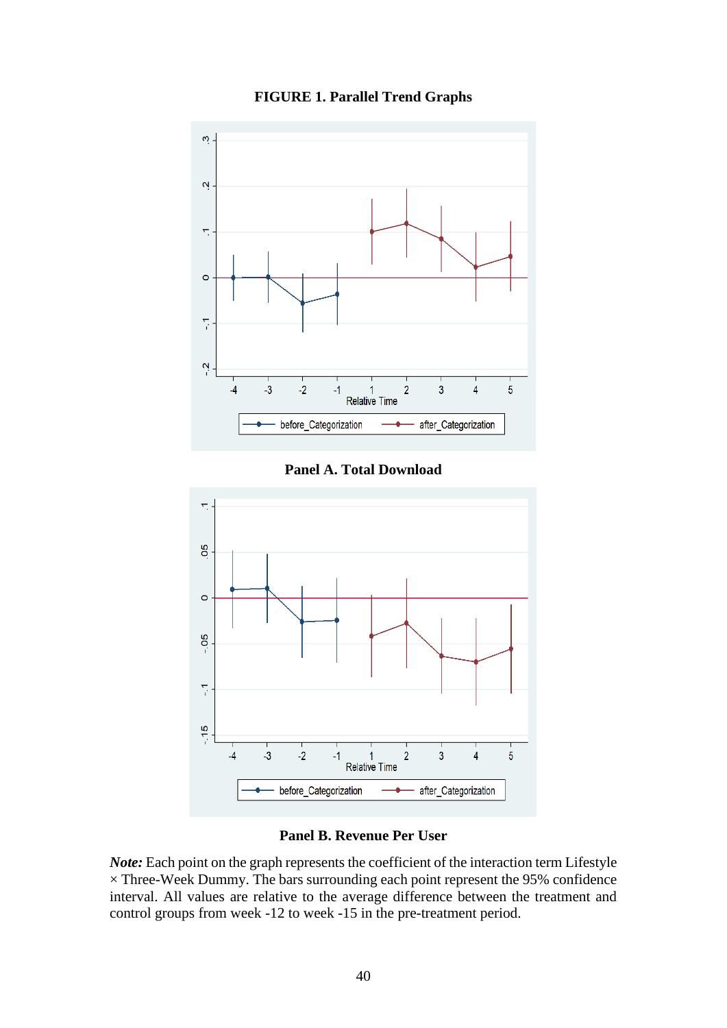**FIGURE 1. Parallel Trend Graphs**

**Panel A. Total Download**

**Panel B. Revenue Per User**

***Note:*** Each point on the graph represents the coefficient of the interaction term Lifestyle × Three-Week Dummy. The bars surrounding each point represent the 95% confidence interval. All values are relative to the average difference between the treatment and control groups from week -12 to week -15 in the pre-treatment period.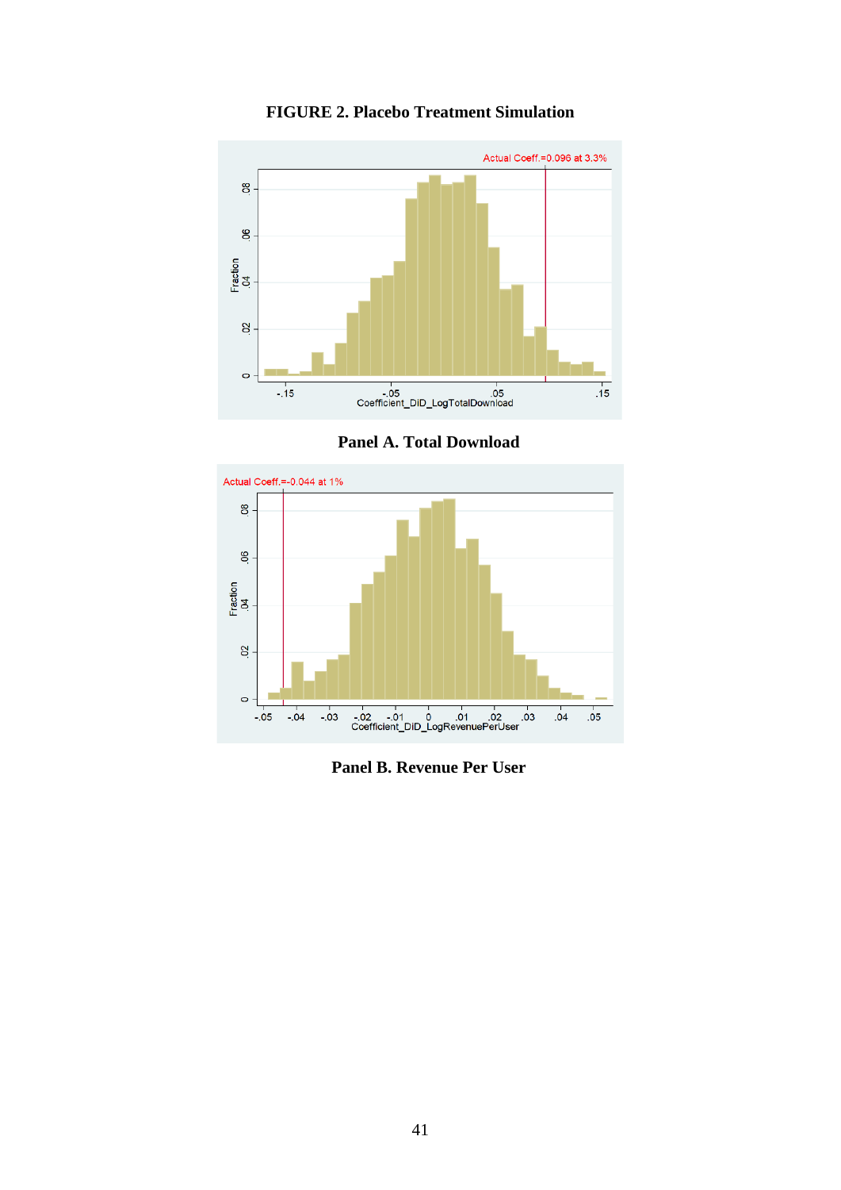# FIGURE 2. Placebo Treatment Simulation

Actual Coeff.=0.096 at 3.3%

Fraction

0
.02
.04
.06
.08

-.15
-.05
.05
.15

Coefficient_DID_LogTotalDownload

**Panel A. Total Download**

Actual Coeff.=-0.044 at 1%

Fraction

0
.02
.04
.06
.08

-.05
-.04
-.03
-.02
-.01
0
.01
.02
.03
.04
.05

Coefficient_DID_LogRevenuePerUser

**Panel B. Revenue Per User**